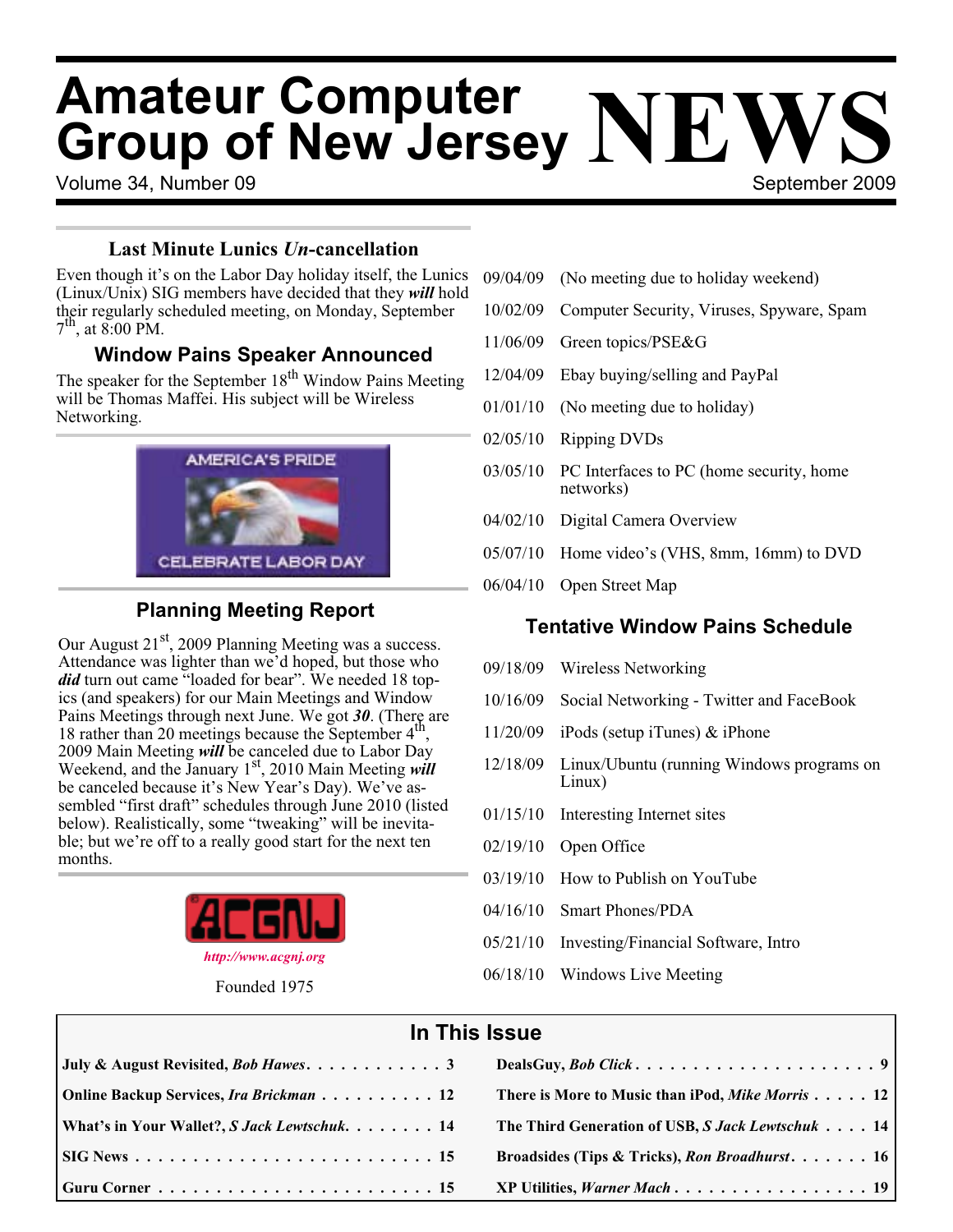# Amateur Computer Group of New Jersey NEWS

Volume 34, Number 09 September 2009

## Last Minute Lunics *Un*-cancellation

Even though it's on the Labor Day holiday itself, the Lunics (Linux/Unix) SIG members have decided that they ***will*** hold their regularly scheduled meeting, on Monday, September 7th, at 8:00 PM.

## Window Pains Speaker Announced

The speaker for the September 18th Window Pains Meeting will be Thomas Maffei. His subject will be Wireless Networking.

AMERICA'S PRIDE

CELEBRATE LABOR DAY

## Planning Meeting Report

Our August 21st, 2009 Planning Meeting was a success. Attendance was lighter than we'd hoped, but those who ***did*** turn out came "loaded for bear". We needed 18 topics (and speakers) for our Main Meetings and Window Pains Meetings through next June. We got ***30***. (There are 18 rather than 20 meetings because the September 4th, 2009 Main Meeting ***will*** be canceled due to Labor Day Weekend, and the January 1st, 2010 Main Meeting ***will*** be canceled because it's New Year's Day). We've assembled "first draft" schedules through June 2010 (listed below). Realistically, some "tweaking" will be inevitable; but we're off to a really good start for the next ten months.

ACGNJ

*http://www.acgnj.org*

Founded 1975

| | |
|---|---|
| 09/04/09 | (No meeting due to holiday weekend) |
| 10/02/09 | Computer Security, Viruses, Spyware, Spam |
| 11/06/09 | Green topics/PSE&G |
| 12/04/09 | Ebay buying/selling and PayPal |
| 01/01/10 | (No meeting due to holiday) |
| 02/05/10 | Ripping DVDs |
| 03/05/10 | PC Interfaces to PC (home security, home networks) |
| 04/02/10 | Digital Camera Overview |
| 05/07/10 | Home video's (VHS, 8mm, 16mm) to DVD |
| 06/04/10 | Open Street Map |

## Tentative Window Pains Schedule

| | |
|---|---|
| 09/18/09 | Wireless Networking |
| 10/16/09 | Social Networking - Twitter and FaceBook |
| 11/20/09 | iPods (setup iTunes) & iPhone |
| 12/18/09 | Linux/Ubuntu (running Windows programs on Linux) |
| 01/15/10 | Interesting Internet sites |
| 02/19/10 | Open Office |
| 03/19/10 | How to Publish on YouTube |
| 04/16/10 | Smart Phones/PDA |
| 05/21/10 | Investing/Financial Software, Intro |
| 06/18/10 | Windows Live Meeting |

## In This Issue

| | |
|---|---|
| **July & August Revisited, *Bob Hawes* . . . 3** | **DealsGuy, *Bob Click* . . . 9** |
| **Online Backup Services, *Ira Brickman* . . . 12** | **There is More to Music than iPod, *Mike Morris* . . . 12** |
| **What's in Your Wallet?, *S Jack Lewtschuk* . . . 14** | **The Third Generation of USB, *S Jack Lewtschuk* . . . 14** |
| **SIG News . . . 15** | **Broadsides (Tips & Tricks), *Ron Broadhurst* . . . 16** |
| **Guru Corner . . . 15** | **XP Utilities, *Warner Mach* . . . 19** |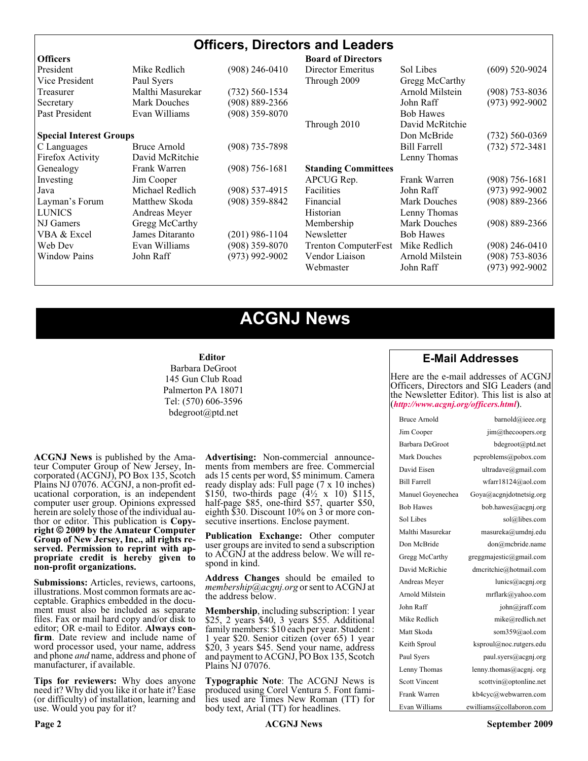# Officers, Directors and Leaders

| Officers | | | Board of Directors | | |
|---|---|---|---|---|---|
| President | Mike Redlich | (908) 246-0410 | Director Emeritus | Sol Libes | (609) 520-9024 |
| Vice President | Paul Syers | | Through 2009 | Gregg McCarthy | |
| Treasurer | Malthi Masurekar | (732) 560-1534 | | Arnold Milstein | (908) 753-8036 |
| Secretary | Mark Douches | (908) 889-2366 | | John Raff | (973) 992-9002 |
| Past President | Evan Williams | (908) 359-8070 | | Bob Hawes | |
| | | | Through 2010 | David McRitchie | |
| **Special Interest Groups** | | | | Don McBride | (732) 560-0369 |
| C Languages | Bruce Arnold | (908) 735-7898 | | Bill Farrell | (732) 572-3481 |
| Firefox Activity | David McRitchie | | | Lenny Thomas | |
| Genealogy | Frank Warren | (908) 756-1681 | **Standing Committees** | | |
| Investing | Jim Cooper | | APCUG Rep. | Frank Warren | (908) 756-1681 |
| Java | Michael Redlich | (908) 537-4915 | Facilities | John Raff | (973) 992-9002 |
| Layman's Forum | Matthew Skoda | (908) 359-8842 | Financial | Mark Douches | (908) 889-2366 |
| LUNICS | Andreas Meyer | | Historian | Lenny Thomas | |
| NJ Gamers | Gregg McCarthy | | Membership | Mark Douches | (908) 889-2366 |
| VBA & Excel | James Ditaranto | (201) 986-1104 | Newsletter | Bob Hawes | |
| Web Dev | Evan Williams | (908) 359-8070 | Trenton ComputerFest | Mike Redlich | (908) 246-0410 |
| Window Pains | John Raff | (973) 992-9002 | Vendor Liaison | Arnold Milstein | (908) 753-8036 |
| | | | Webmaster | John Raff | (973) 992-9002 |

# ACGNJ News

**Editor**
Barbara DeGroot
145 Gun Club Road
Palmerton PA 18071
Tel: (570) 606-3596
bdegroot@ptd.net

**ACGNJ News** is published by the Amateur Computer Group of New Jersey, Incorporated (ACGNJ), PO Box 135, Scotch Plains NJ 07076. ACGNJ, a non-profit educational corporation, is an independent computer user group. Opinions expressed herein are solely those of the individual author or editor. This publication is **Copyright © 2009 by the Amateur Computer Group of New Jersey, Inc., all rights reserved. Permission to reprint with appropriate credit is hereby given to non-profit organizations.**

**Submissions:** Articles, reviews, cartoons, illustrations. Most common formats are acceptable. Graphics embedded in the document must also be included as separate files. Fax or mail hard copy and/or disk to editor; OR e-mail to Editor. **Always confirm**. Date review and include name of word processor used, your name, address and phone *and* name, address and phone of manufacturer, if available.

**Tips for reviewers:** Why does anyone need it? Why did you like it or hate it? Ease (or difficulty) of installation, learning and use. Would you pay for it?

**Advertising:** Non-commercial announcements from members are free. Commercial ads 15 cents per word, $5 minimum. Camera ready display ads: Full page (7 x 10 inches) $150, two-thirds page (4½ x 10) $115, half-page $85, one-third $57, quarter $50, eighth $30. Discount 10% on 3 or more consecutive insertions. Enclose payment.

**Publication Exchange:** Other computer user groups are invited to send a subscription to ACGNJ at the address below. We will respond in kind.

**Address Changes** should be emailed to *membership@acgnj.org* or sent to ACGNJ at the address below.

**Membership**, including subscription: 1 year $25, 2 years $40, 3 years $55. Additional family members: $10 each per year. Student : 1 year $20. Senior citizen (over 65) 1 year $20, 3 years $45. Send your name, address and payment to ACGNJ, PO Box 135, Scotch Plains NJ 07076.

**Typographic Note**: The ACGNJ News is produced using Corel Ventura 5. Font families used are Times New Roman (TT) for body text, Arial (TT) for headlines.

## E-Mail Addresses

Here are the e-mail addresses of ACGNJ Officers, Directors and SIG Leaders (and the Newsletter Editor). This list is also at (***http://www.acgnj.org/officers.html***).

| | |
|---|---|
| Bruce Arnold | barnold@ieee.org |
| Jim Cooper | jim@thecoopers.org |
| Barbara DeGroot | bdegroot@ptd.net |
| Mark Douches | pcproblems@pobox.com |
| David Eisen | ultradave@gmail.com |
| Bill Farrell | wfarr18124@aol.com |
| Manuel Goyenechea | Goya@acgnjdotnetsig.org |
| Bob Hawes | bob.hawes@acgnj.org |
| Sol Libes | sol@libes.com |
| Malthi Masurekar | masureka@umdnj.edu |
| Don McBride | don@mcbride.name |
| Gregg McCarthy | greggmajestic@gmail.com |
| David McRichie | dmcritchie@hotmail.com |
| Andreas Meyer | lunics@acgnj.org |
| Arnold Milstein | mrflark@yahoo.com |
| John Raff | john@jraff.com |
| Mike Redlich | mike@redlich.net |
| Matt Skoda | som359@aol.com |
| Keith Sproul | ksproul@noc.rutgers.edu |
| Paul Syers | paul.syers@acgnj.org |
| Lenny Thomas | lenny.thomas@acgnj. org |
| Scott Vincent | scottvin@optonline.net |
| Frank Warren | kb4cyc@webwarren.com |
| Evan Williams | ewilliams@collaboron.com |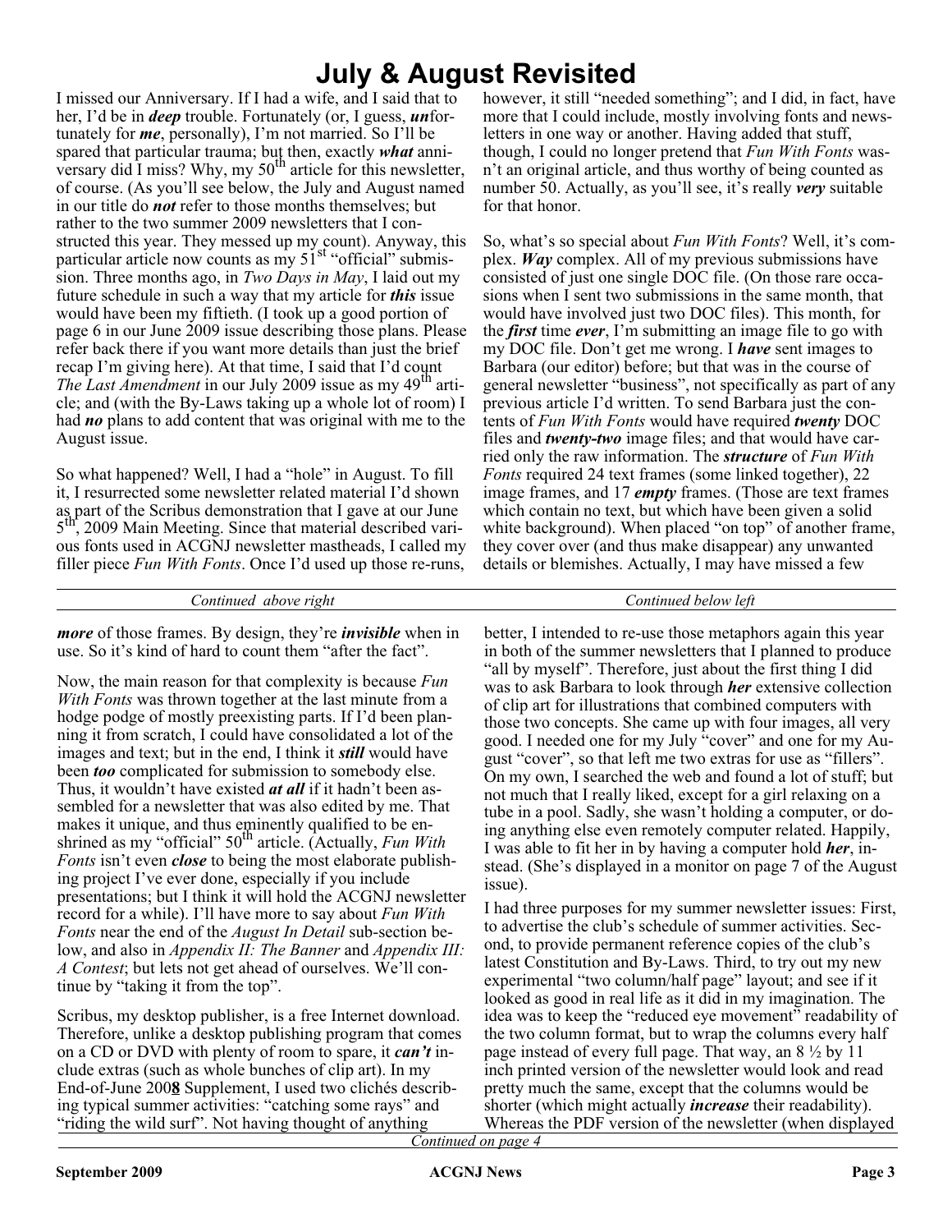# July & August Revisited

I missed our Anniversary. If I had a wife, and I said that to her, I'd be in ***deep*** trouble. Fortunately (or, I guess, ***un***fortunately for ***me***, personally), I'm not married. So I'll be spared that particular trauma; but then, exactly ***what*** anniversary did I miss? Why, my 50th article for this newsletter, of course. (As you'll see below, the July and August named in our title do ***not*** refer to those months themselves; but rather to the two summer 2009 newsletters that I constructed this year. They messed up my count). Anyway, this particular article now counts as my 51st "official" submission. Three months ago, in *Two Days in May*, I laid out my future schedule in such a way that my article for ***this*** issue would have been my fiftieth. (I took up a good portion of page 6 in our June 2009 issue describing those plans. Please refer back there if you want more details than just the brief recap I'm giving here). At that time, I said that I'd count *The Last Amendment* in our July 2009 issue as my 49th article; and (with the By-Laws taking up a whole lot of room) I had ***no*** plans to add content that was original with me to the August issue.

So what happened? Well, I had a "hole" in August. To fill it, I resurrected some newsletter related material I'd shown as part of the Scribus demonstration that I gave at our June 5th, 2009 Main Meeting. Since that material described various fonts used in ACGNJ newsletter mastheads, I called my filler piece *Fun With Fonts*. Once I'd used up those re-runs, however, it still "needed something"; and I did, in fact, have more that I could include, mostly involving fonts and newsletters in one way or another. Having added that stuff, though, I could no longer pretend that *Fun With Fonts* wasn't an original article, and thus worthy of being counted as number 50. Actually, as you'll see, it's really ***very*** suitable for that honor.

So, what's so special about *Fun With Fonts*? Well, it's complex. ***Way*** complex. All of my previous submissions have consisted of just one single DOC file. (On those rare occasions when I sent two submissions in the same month, that would have involved just two DOC files). This month, for the ***first*** time ***ever***, I'm submitting an image file to go with my DOC file. Don't get me wrong. I ***have*** sent images to Barbara (our editor) before; but that was in the course of general newsletter "business", not specifically as part of any previous article I'd written. To send Barbara just the contents of *Fun With Fonts* would have required ***twenty*** DOC files and ***twenty-two*** image files; and that would have carried only the raw information. The ***structure*** of *Fun With Fonts* required 24 text frames (some linked together), 22 image frames, and 17 ***empty*** frames. (Those are text frames which contain no text, but which have been given a solid white background). When placed "on top" of another frame, they cover over (and thus make disappear) any unwanted details or blemishes. Actually, I may have missed a few ***more*** of those frames. By design, they're ***invisible*** when in use. So it's kind of hard to count them "after the fact".

Now, the main reason for that complexity is because *Fun With Fonts* was thrown together at the last minute from a hodge podge of mostly preexisting parts. If I'd been planning it from scratch, I could have consolidated a lot of the images and text; but in the end, I think it ***still*** would have been ***too*** complicated for submission to somebody else. Thus, it wouldn't have existed ***at all*** if it hadn't been assembled for a newsletter that was also edited by me. That makes it unique, and thus eminently qualified to be enshrined as my "official" 50th article. (Actually, *Fun With Fonts* isn't even ***close*** to being the most elaborate publishing project I've ever done, especially if you include presentations; but I think it will hold the ACGNJ newsletter record for a while). I'll have more to say about *Fun With Fonts* near the end of the *August In Detail* sub-section below, and also in *Appendix II: The Banner* and *Appendix III: A Contest*; but lets not get ahead of ourselves. We'll continue by "taking it from the top".

Scribus, my desktop publisher, is a free Internet download. Therefore, unlike a desktop publishing program that comes on a CD or DVD with plenty of room to spare, it ***can't*** include extras (such as whole bunches of clip art). In my End-of-June 200**8** Supplement, I used two clichés describing typical summer activities: "catching some rays" and "riding the wild surf". Not having thought of anything better, I intended to re-use those metaphors again this year in both of the summer newsletters that I planned to produce "all by myself". Therefore, just about the first thing I did was to ask Barbara to look through ***her*** extensive collection of clip art for illustrations that combined computers with those two concepts. She came up with four images, all very good. I needed one for my July "cover" and one for my August "cover", so that left me two extras for use as "fillers". On my own, I searched the web and found a lot of stuff; but not much that I really liked, except for a girl relaxing on a tube in a pool. Sadly, she wasn't holding a computer, or doing anything else even remotely computer related. Happily, I was able to fit her in by having a computer hold ***her***, instead. (She's displayed in a monitor on page 7 of the August issue).

I had three purposes for my summer newsletter issues: First, to advertise the club's schedule of summer activities. Second, to provide permanent reference copies of the club's latest Constitution and By-Laws. Third, to try out my new experimental "two column/half page" layout; and see if it looked as good in real life as it did in my imagination. The idea was to keep the "reduced eye movement" readability of the two column format, but to wrap the columns every half page instead of every full page. That way, an 8 ½ by 11 inch printed version of the newsletter would look and read pretty much the same, except that the columns would be shorter (which might actually ***increase*** their readability). Whereas the PDF version of the newsletter (when displayed

*Continued on page 4*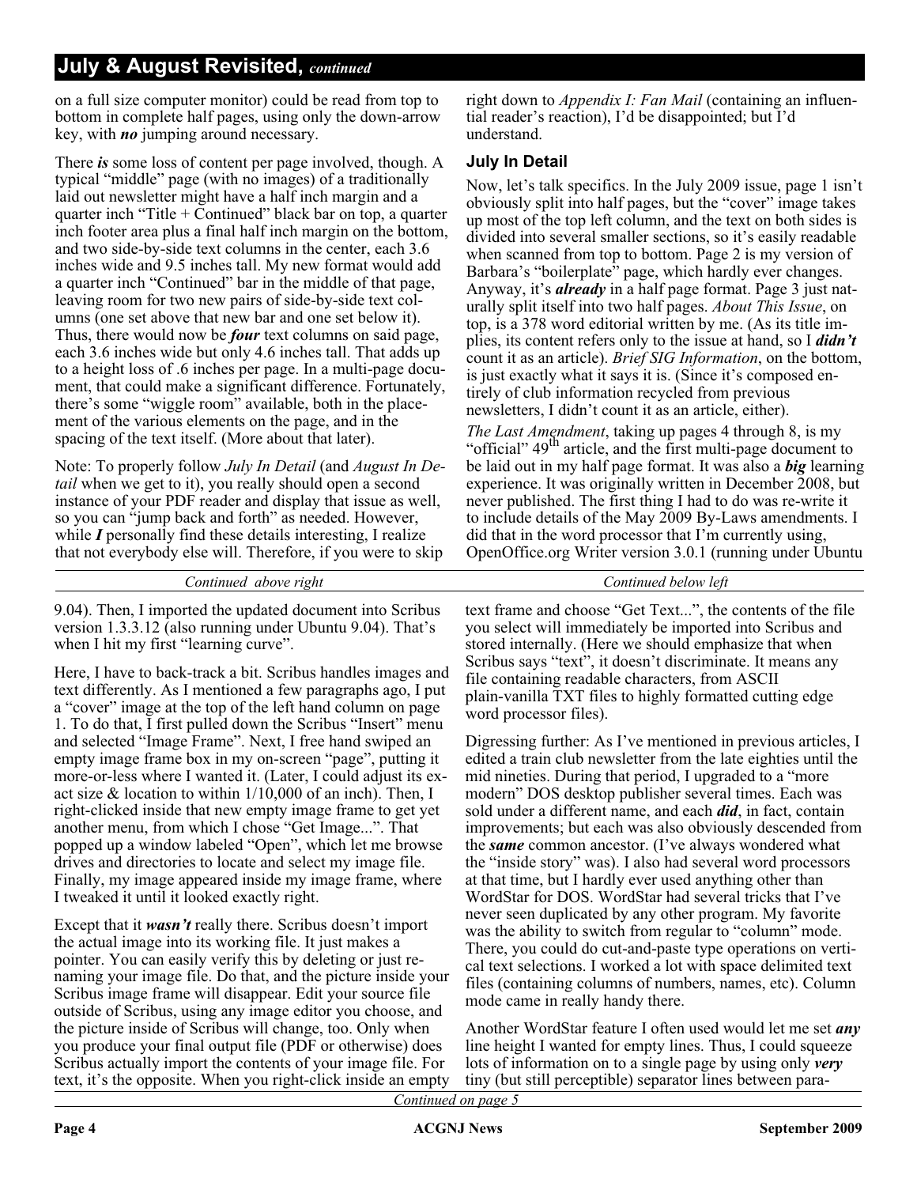## July & August Revisited, *continued*

on a full size computer monitor) could be read from top to bottom in complete half pages, using only the down-arrow key, with ***no*** jumping around necessary.

There ***is*** some loss of content per page involved, though. A typical "middle" page (with no images) of a traditionally laid out newsletter might have a half inch margin and a quarter inch "Title + Continued" black bar on top, a quarter inch footer area plus a final half inch margin on the bottom, and two side-by-side text columns in the center, each 3.6 inches wide and 9.5 inches tall. My new format would add a quarter inch "Continued" bar in the middle of that page, leaving room for two new pairs of side-by-side text columns (one set above that new bar and one set below it). Thus, there would now be ***four*** text columns on said page, each 3.6 inches wide but only 4.6 inches tall. That adds up to a height loss of .6 inches per page. In a multi-page document, that could make a significant difference. Fortunately, there's some "wiggle room" available, both in the placement of the various elements on the page, and in the spacing of the text itself. (More about that later).

Note: To properly follow *July In Detail* (and *August In Detail* when we get to it), you really should open a second instance of your PDF reader and display that issue as well, so you can "jump back and forth" as needed. However, while ***I*** personally find these details interesting, I realize that not everybody else will. Therefore, if you were to skip right down to *Appendix I: Fan Mail* (containing an influential reader's reaction), I'd be disappointed; but I'd understand.

### July In Detail

Now, let's talk specifics. In the July 2009 issue, page 1 isn't obviously split into half pages, but the "cover" image takes up most of the top left column, and the text on both sides is divided into several smaller sections, so it's easily readable when scanned from top to bottom. Page 2 is my version of Barbara's "boilerplate" page, which hardly ever changes. Anyway, it's ***already*** in a half page format. Page 3 just naturally split itself into two half pages. *About This Issue*, on top, is a 378 word editorial written by me. (As its title implies, its content refers only to the issue at hand, so I ***didn't*** count it as an article). *Brief SIG Information*, on the bottom, is just exactly what it says it is. (Since it's composed entirely of club information recycled from previous newsletters, I didn't count it as an article, either).

*The Last Amendment*, taking up pages 4 through 8, is my "official" 49th article, and the first multi-page document to be laid out in my half page format. It was also a ***big*** learning experience. It was originally written in December 2008, but never published. The first thing I had to do was re-write it to include details of the May 2009 By-Laws amendments. I did that in the word processor that I'm currently using, OpenOffice.org Writer version 3.0.1 (running under Ubuntu

*Continued above right* / *Continued below left*

9.04). Then, I imported the updated document into Scribus version 1.3.3.12 (also running under Ubuntu 9.04). That's when I hit my first "learning curve".

Here, I have to back-track a bit. Scribus handles images and text differently. As I mentioned a few paragraphs ago, I put a "cover" image at the top of the left hand column on page 1. To do that, I first pulled down the Scribus "Insert" menu and selected "Image Frame". Next, I free hand swiped an empty image frame box in my on-screen "page", putting it more-or-less where I wanted it. (Later, I could adjust its exact size & location to within 1/10,000 of an inch). Then, I right-clicked inside that new empty image frame to get yet another menu, from which I chose "Get Image...". That popped up a window labeled "Open", which let me browse drives and directories to locate and select my image file. Finally, my image appeared inside my image frame, where I tweaked it until it looked exactly right.

Except that it ***wasn't*** really there. Scribus doesn't import the actual image into its working file. It just makes a pointer. You can easily verify this by deleting or just renaming your image file. Do that, and the picture inside your Scribus image frame will disappear. Edit your source file outside of Scribus, using any image editor you choose, and the picture inside of Scribus will change, too. Only when you produce your final output file (PDF or otherwise) does Scribus actually import the contents of your image file. For text, it's the opposite. When you right-click inside an empty text frame and choose "Get Text...", the contents of the file you select will immediately be imported into Scribus and stored internally. (Here we should emphasize that when Scribus says "text", it doesn't discriminate. It means any file containing readable characters, from ASCII plain-vanilla TXT files to highly formatted cutting edge word processor files).

Digressing further: As I've mentioned in previous articles, I edited a train club newsletter from the late eighties until the mid nineties. During that period, I upgraded to a "more modern" DOS desktop publisher several times. Each was sold under a different name, and each ***did***, in fact, contain improvements; but each was also obviously descended from the ***same*** common ancestor. (I've always wondered what the "inside story" was). I also had several word processors at that time, but I hardly ever used anything other than WordStar for DOS. WordStar had several tricks that I've never seen duplicated by any other program. My favorite was the ability to switch from regular to "column" mode. There, you could do cut-and-paste type operations on vertical text selections. I worked a lot with space delimited text files (containing columns of numbers, names, etc). Column mode came in really handy there.

Another WordStar feature I often used would let me set ***any*** line height I wanted for empty lines. Thus, I could squeeze lots of information on to a single page by using only ***very*** tiny (but still perceptible) separator lines between para-

*Continued on page 5*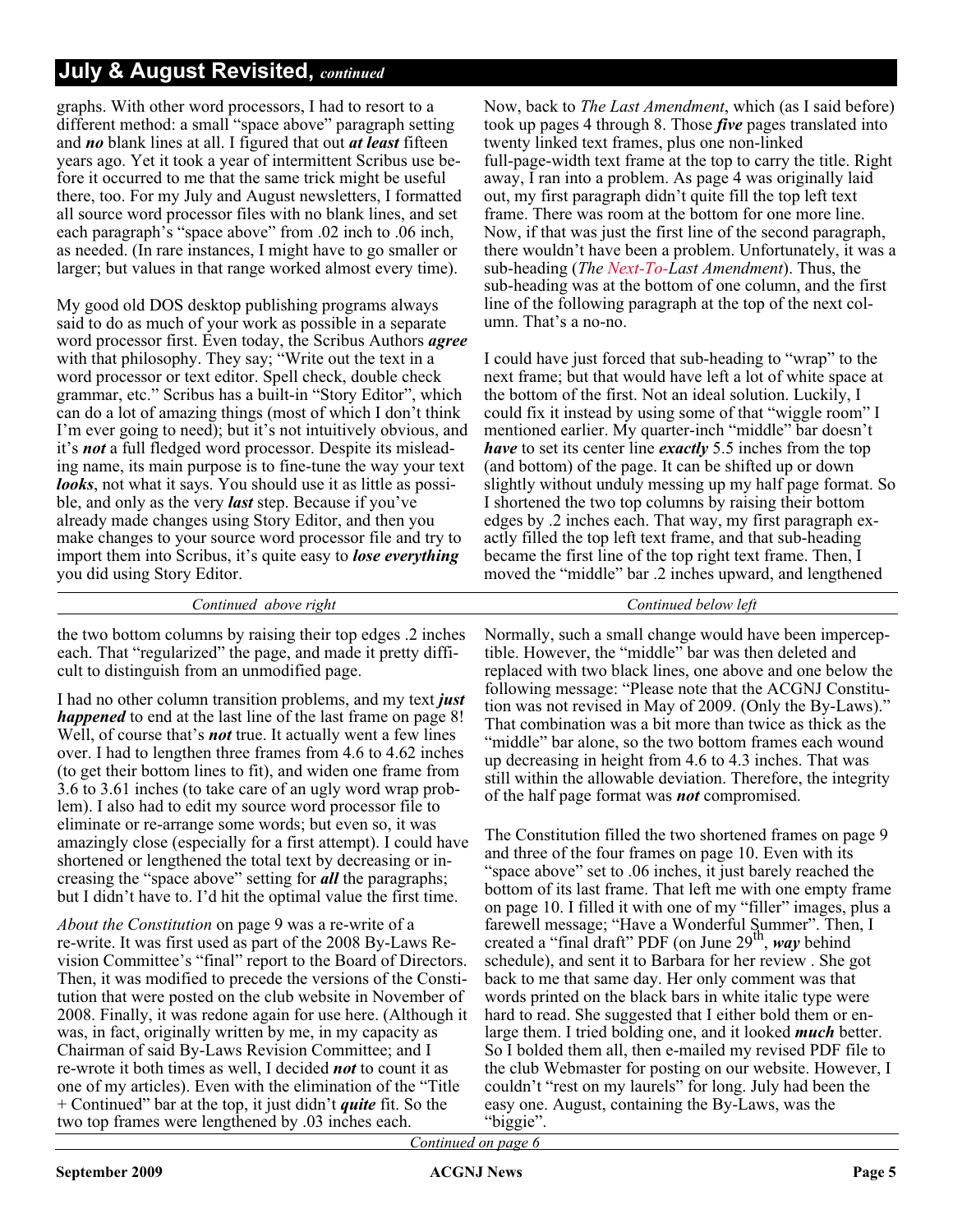## July & August Revisited, *continued*

graphs. With other word processors, I had to resort to a different method: a small "space above" paragraph setting and ***no*** blank lines at all. I figured that out ***at least*** fifteen years ago. Yet it took a year of intermittent Scribus use before it occurred to me that the same trick might be useful there, too. For my July and August newsletters, I formatted all source word processor files with no blank lines, and set each paragraph's "space above" from .02 inch to .06 inch, as needed. (In rare instances, I might have to go smaller or larger; but values in that range worked almost every time).

My good old DOS desktop publishing programs always said to do as much of your work as possible in a separate word processor first. Even today, the Scribus Authors ***agree*** with that philosophy. They say; "Write out the text in a word processor or text editor. Spell check, double check grammar, etc." Scribus has a built-in "Story Editor", which can do a lot of amazing things (most of which I don't think I'm ever going to need); but it's not intuitively obvious, and it's ***not*** a full fledged word processor. Despite its misleading name, its main purpose is to fine-tune the way your text ***looks***, not what it says. You should use it as little as possible, and only as the very ***last*** step. Because if you've already made changes using Story Editor, and then you make changes to your source word processor file and try to import them into Scribus, it's quite easy to ***lose everything*** you did using Story Editor.

Now, back to *The Last Amendment*, which (as I said before) took up pages 4 through 8. Those ***five*** pages translated into twenty linked text frames, plus one non-linked full-page-width text frame at the top to carry the title. Right away, I ran into a problem. As page 4 was originally laid out, my first paragraph didn't quite fill the top left text frame. There was room at the bottom for one more line. Now, if that was just the first line of the second paragraph, there wouldn't have been a problem. Unfortunately, it was a sub-heading (*The Next-To-Last Amendment*). Thus, the sub-heading was at the bottom of one column, and the first line of the following paragraph at the top of the next column. That's a no-no.

I could have just forced that sub-heading to "wrap" to the next frame; but that would have left a lot of white space at the bottom of the first. Not an ideal solution. Luckily, I could fix it instead by using some of that "wiggle room" I mentioned earlier. My quarter-inch "middle" bar doesn't ***have*** to set its center line ***exactly*** 5.5 inches from the top (and bottom) of the page. It can be shifted up or down slightly without unduly messing up my half page format. So I shortened the two top columns by raising their bottom edges by .2 inches each. That way, my first paragraph exactly filled the top left text frame, and that sub-heading became the first line of the top right text frame. Then, I moved the "middle" bar .2 inches upward, and lengthened the two bottom columns by raising their top edges .2 inches each. That "regularized" the page, and made it pretty difficult to distinguish from an unmodified page.

I had no other column transition problems, and my text ***just happened*** to end at the last line of the last frame on page 8! Well, of course that's ***not*** true. It actually went a few lines over. I had to lengthen three frames from 4.6 to 4.62 inches (to get their bottom lines to fit), and widen one frame from 3.6 to 3.61 inches (to take care of an ugly word wrap problem). I also had to edit my source word processor file to eliminate or re-arrange some words; but even so, it was amazingly close (especially for a first attempt). I could have shortened or lengthened the total text by decreasing or increasing the "space above" setting for ***all*** the paragraphs; but I didn't have to. I'd hit the optimal value the first time.

*About the Constitution* on page 9 was a re-write of a re-write. It was first used as part of the 2008 By-Laws Revision Committee's "final" report to the Board of Directors. Then, it was modified to precede the versions of the Constitution that were posted on the club website in November of 2008. Finally, it was redone again for use here. (Although it was, in fact, originally written by me, in my capacity as Chairman of said By-Laws Revision Committee; and I re-wrote it both times as well, I decided ***not*** to count it as one of my articles). Even with the elimination of the "Title + Continued" bar at the top, it just didn't ***quite*** fit. So the two top frames were lengthened by .03 inches each.

Normally, such a small change would have been imperceptible. However, the "middle" bar was then deleted and replaced with two black lines, one above and one below the following message: "Please note that the ACGNJ Constitution was not revised in May of 2009. (Only the By-Laws)." That combination was a bit more than twice as thick as the "middle" bar alone, so the two bottom frames each wound up decreasing in height from 4.6 to 4.3 inches. That was still within the allowable deviation. Therefore, the integrity of the half page format was ***not*** compromised.

The Constitution filled the two shortened frames on page 9 and three of the four frames on page 10. Even with its "space above" set to .06 inches, it just barely reached the bottom of its last frame. That left me with one empty frame on page 10. I filled it with one of my "filler" images, plus a farewell message; "Have a Wonderful Summer". Then, I created a "final draft" PDF (on June 29th, ***way*** behind schedule), and sent it to Barbara for her review . She got back to me that same day. Her only comment was that words printed on the black bars in white italic type were hard to read. She suggested that I either bold them or enlarge them. I tried bolding one, and it looked ***much*** better. So I bolded them all, then e-mailed my revised PDF file to the club Webmaster for posting on our website. However, I couldn't "rest on my laurels" for long. July had been the easy one. August, containing the By-Laws, was the "biggie".

*Continued on page 6*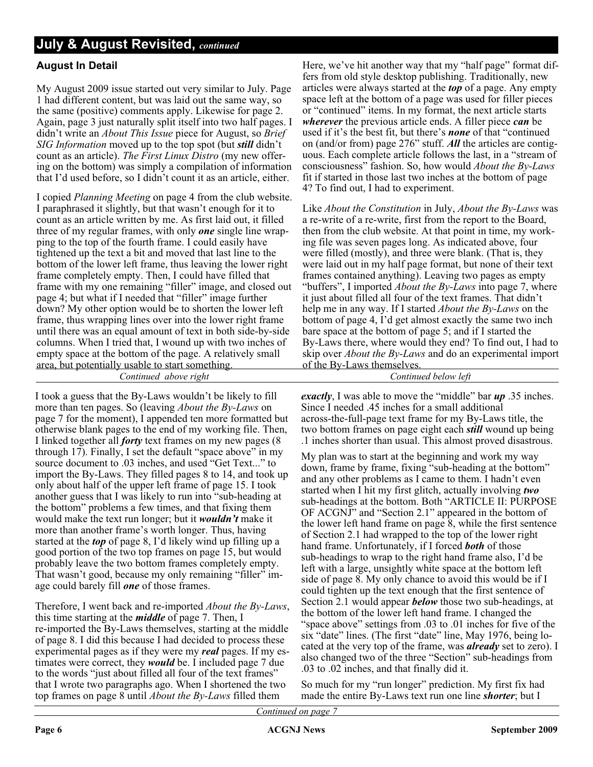## July & August Revisited, *continued*

### August In Detail

My August 2009 issue started out very similar to July. Page 1 had different content, but was laid out the same way, so the same (positive) comments apply. Likewise for page 2. Again, page 3 just naturally split itself into two half pages. I didn't write an *About This Issue* piece for August, so *Brief SIG Information* moved up to the top spot (but ***still*** didn't count as an article). *The First Linux Distro* (my new offering on the bottom) was simply a compilation of information that I'd used before, so I didn't count it as an article, either.

I copied *Planning Meeting* on page 4 from the club website. I paraphrased it slightly, but that wasn't enough for it to count as an article written by me. As first laid out, it filled three of my regular frames, with only ***one*** single line wrapping to the top of the fourth frame. I could easily have tightened up the text a bit and moved that last line to the bottom of the lower left frame, thus leaving the lower right frame completely empty. Then, I could have filled that frame with my one remaining "filler" image, and closed out page 4; but what if I needed that "filler" image further down? My other option would be to shorten the lower left frame, thus wrapping lines over into the lower right frame until there was an equal amount of text in both side-by-side columns. When I tried that, I wound up with two inches of empty space at the bottom of the page. A relatively small area, but potentially usable to start something.

*Continued above right*

Here, we've hit another way that my "half page" format differs from old style desktop publishing. Traditionally, new articles were always started at the ***top*** of a page. Any empty space left at the bottom of a page was used for filler pieces or "continued" items. In my format, the next article starts ***wherever*** the previous article ends. A filler piece ***can*** be used if it's the best fit, but there's ***none*** of that "continued on (and/or from) page 276" stuff. ***All*** the articles are contiguous. Each complete article follows the last, in a "stream of consciousness" fashion. So, how would *About the By-Laws* fit if started in those last two inches at the bottom of page 4? To find out, I had to experiment.

Like *About the Constitution* in July, *About the By-Laws* was a re-write of a re-write, first from the report to the Board, then from the club website. At that point in time, my working file was seven pages long. As indicated above, four were filled (mostly), and three were blank. (That is, they were laid out in my half page format, but none of their text frames contained anything). Leaving two pages as empty "buffers", I imported *About the By-Laws* into page 7, where it just about filled all four of the text frames. That didn't help me in any way. If I started *About the By-Laws* on the bottom of page 4, I'd get almost exactly the same two inch bare space at the bottom of page 5; and if I started the By-Laws there, where would they end? To find out, I had to skip over *About the By-Laws* and do an experimental import of the By-Laws themselves.

*Continued below left*

I took a guess that the By-Laws wouldn't be likely to fill more than ten pages. So (leaving *About the By-Laws* on page 7 for the moment), I appended ten more formatted but otherwise blank pages to the end of my working file. Then, I linked together all ***forty*** text frames on my new pages (8 through 17). Finally, I set the default "space above" in my source document to .03 inches, and used "Get Text..." to import the By-Laws. They filled pages 8 to 14, and took up only about half of the upper left frame of page 15. I took another guess that I was likely to run into "sub-heading at the bottom" problems a few times, and that fixing them would make the text run longer; but it ***wouldn't*** make it more than another frame's worth longer. Thus, having started at the ***top*** of page 8, I'd likely wind up filling up a good portion of the two top frames on page 15, but would probably leave the two bottom frames completely empty. That wasn't good, because my only remaining "filler" image could barely fill ***one*** of those frames.

Therefore, I went back and re-imported *About the By-Laws*, this time starting at the ***middle*** of page 7. Then, I re-imported the By-Laws themselves, starting at the middle of page 8. I did this because I had decided to process these experimental pages as if they were my ***real*** pages. If my estimates were correct, they ***would*** be. I included page 7 due to the words "just about filled all four of the text frames" that I wrote two paragraphs ago. When I shortened the two top frames on page 8 until *About the By-Laws* filled them ***exactly***, I was able to move the "middle" bar ***up*** .35 inches. Since I needed .45 inches for a small additional across-the-full-page text frame for my By-Laws title, the two bottom frames on page eight each ***still*** wound up being .1 inches shorter than usual. This almost proved disastrous.

My plan was to start at the beginning and work my way down, frame by frame, fixing "sub-heading at the bottom" and any other problems as I came to them. I hadn't even started when I hit my first glitch, actually involving ***two*** sub-headings at the bottom. Both "ARTICLE II: PURPOSE OF ACGNJ" and "Section 2.1" appeared in the bottom of the lower left hand frame on page 8, while the first sentence of Section 2.1 had wrapped to the top of the lower right hand frame. Unfortunately, if I forced ***both*** of those sub-headings to wrap to the right hand frame also, I'd be left with a large, unsightly white space at the bottom left side of page 8. My only chance to avoid this would be if I could tighten up the text enough that the first sentence of Section 2.1 would appear ***below*** those two sub-headings, at the bottom of the lower left hand frame. I changed the "space above" settings from .03 to .01 inches for five of the six "date" lines. (The first "date" line, May 1976, being located at the very top of the frame, was ***already*** set to zero). I also changed two of the three "Section" sub-headings from .03 to .02 inches, and that finally did it.

So much for my "run longer" prediction. My first fix had made the entire By-Laws text run one line ***shorter***; but I

*Continued on page 7*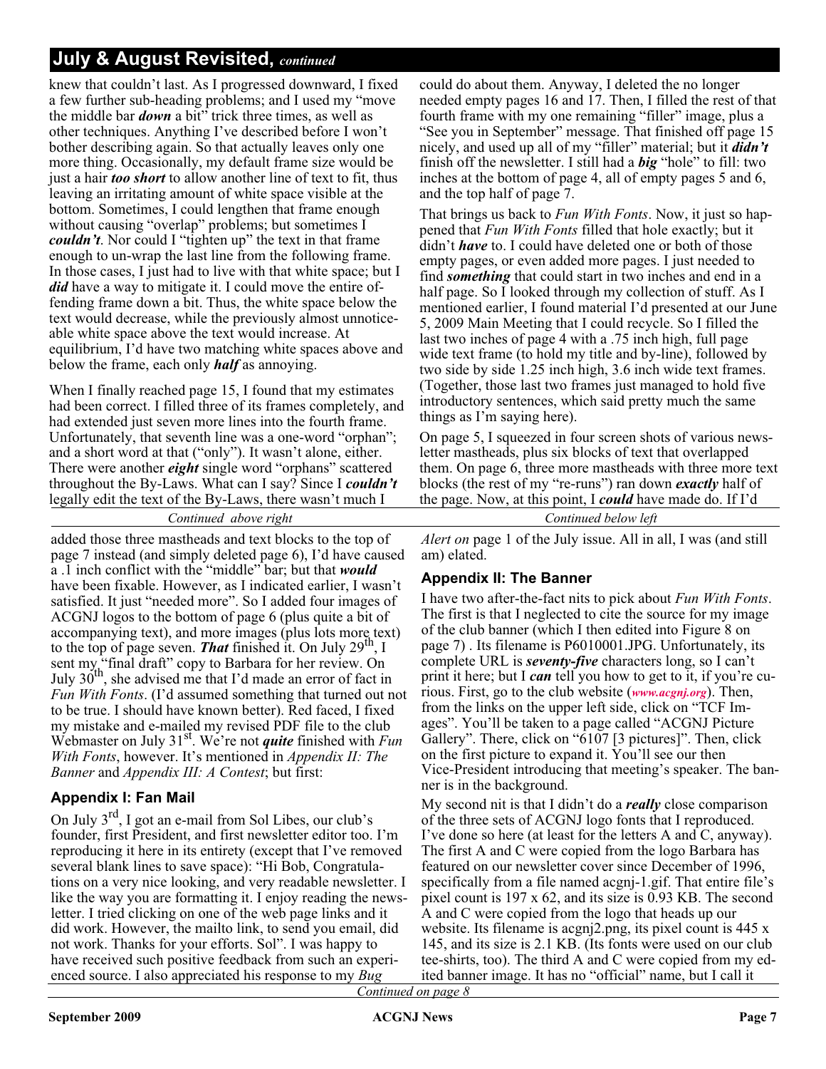## July & August Revisited, *continued*

knew that couldn't last. As I progressed downward, I fixed a few further sub-heading problems; and I used my "move the middle bar ***down*** a bit" trick three times, as well as other techniques. Anything I've described before I won't bother describing again. So that actually leaves only one more thing. Occasionally, my default frame size would be just a hair ***too short*** to allow another line of text to fit, thus leaving an irritating amount of white space visible at the bottom. Sometimes, I could lengthen that frame enough without causing "overlap" problems; but sometimes I ***couldn't***. Nor could I "tighten up" the text in that frame enough to un-wrap the last line from the following frame. In those cases, I just had to live with that white space; but I ***did*** have a way to mitigate it. I could move the entire offending frame down a bit. Thus, the white space below the text would decrease, while the previously almost unnoticeable white space above the text would increase. At equilibrium, I'd have two matching white spaces above and below the frame, each only ***half*** as annoying.

When I finally reached page 15, I found that my estimates had been correct. I filled three of its frames completely, and had extended just seven more lines into the fourth frame. Unfortunately, that seventh line was a one-word "orphan"; and a short word at that ("only"). It wasn't alone, either. There were another ***eight*** single word "orphans" scattered throughout the By-Laws. What can I say? Since I ***couldn't*** legally edit the text of the By-Laws, there wasn't much I could do about them. Anyway, I deleted the no longer needed empty pages 16 and 17. Then, I filled the rest of that fourth frame with my one remaining "filler" image, plus a "See you in September" message. That finished off page 15 nicely, and used up all of my "filler" material; but it ***didn't*** finish off the newsletter. I still had a ***big*** "hole" to fill: two inches at the bottom of page 4, all of empty pages 5 and 6, and the top half of page 7.

That brings us back to *Fun With Fonts*. Now, it just so happened that *Fun With Fonts* filled that hole exactly; but it didn't ***have*** to. I could have deleted one or both of those empty pages, or even added more pages. I just needed to find ***something*** that could start in two inches and end in a half page. So I looked through my collection of stuff. As I mentioned earlier, I found material I'd presented at our June 5, 2009 Main Meeting that I could recycle. So I filled the last two inches of page 4 with a .75 inch high, full page wide text frame (to hold my title and by-line), followed by two side by side 1.25 inch high, 3.6 inch wide text frames. (Together, those last two frames just managed to hold five introductory sentences, which said pretty much the same things as I'm saying here).

On page 5, I squeezed in four screen shots of various newsletter mastheads, plus six blocks of text that overlapped them. On page 6, three more mastheads with three more text blocks (the rest of my "re-runs") ran down ***exactly*** half of the page. Now, at this point, I ***could*** have made do. If I'd added those three mastheads and text blocks to the top of page 7 instead (and simply deleted page 6), I'd have caused a .1 inch conflict with the "middle" bar; but that ***would*** have been fixable. However, as I indicated earlier, I wasn't satisfied. It just "needed more". So I added four images of ACGNJ logos to the bottom of page 6 (plus quite a bit of accompanying text), and more images (plus lots more text) to the top of page seven. ***That*** finished it. On July 29th, I sent my "final draft" copy to Barbara for her review. On July 30th, she advised me that I'd made an error of fact in *Fun With Fonts*. (I'd assumed something that turned out not to be true. I should have known better). Red faced, I fixed my mistake and e-mailed my revised PDF file to the club Webmaster on July 31st. We're not ***quite*** finished with *Fun With Fonts*, however. It's mentioned in *Appendix II: The Banner* and *Appendix III: A Contest*; but first:

### Appendix I: Fan Mail

On July 3rd, I got an e-mail from Sol Libes, our club's founder, first President, and first newsletter editor too. I'm reproducing it here in its entirety (except that I've removed several blank lines to save space): "Hi Bob, Congratulations on a very nice looking, and very readable newsletter. I like the way you are formatting it. I enjoy reading the newsletter. I tried clicking on one of the web page links and it did work. However, the mailto link, to send you email, did not work. Thanks for your efforts. Sol". I was happy to have received such positive feedback from such an experienced source. I also appreciated his response to my *Bug Alert on* page 1 of the July issue. All in all, I was (and still am) elated.

### Appendix II: The Banner

I have two after-the-fact nits to pick about *Fun With Fonts*. The first is that I neglected to cite the source for my image of the club banner (which I then edited into Figure 8 on page 7) . Its filename is P6010001.JPG. Unfortunately, its complete URL is ***seventy-five*** characters long, so I can't print it here; but I ***can*** tell you how to get to it, if you're curious. First, go to the club website (*www.acgnj.org*). Then, from the links on the upper left side, click on "TCF Images". You'll be taken to a page called "ACGNJ Picture Gallery". There, click on "6107 [3 pictures]". Then, click on the first picture to expand it. You'll see our then Vice-President introducing that meeting's speaker. The banner is in the background.

My second nit is that I didn't do a ***really*** close comparison of the three sets of ACGNJ logo fonts that I reproduced. I've done so here (at least for the letters A and C, anyway). The first A and C were copied from the logo Barbara has featured on our newsletter cover since December of 1996, specifically from a file named acgnj-1.gif. That entire file's pixel count is 197 x 62, and its size is 0.93 KB. The second A and C were copied from the logo that heads up our website. Its filename is acgnj2.png, its pixel count is 445 x 145, and its size is 2.1 KB. (Its fonts were used on our club tee-shirts, too). The third A and C were copied from my edited banner image. It has no "official" name, but I call it

*Continued on page 8*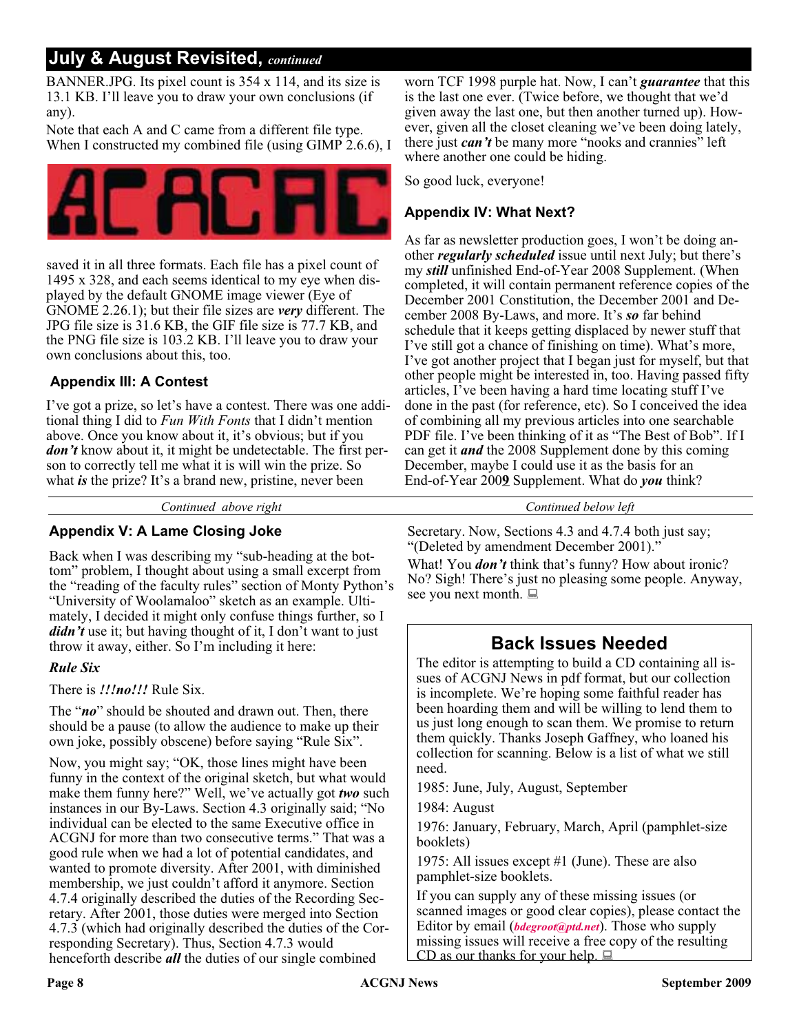## July & August Revisited, *continued*

BANNER.JPG. Its pixel count is 354 x 114, and its size is 13.1 KB. I'll leave you to draw your own conclusions (if any).

Note that each A and C came from a different file type. When I constructed my combined file (using GIMP 2.6.6), I saved it in all three formats. Each file has a pixel count of 1495 x 328, and each seems identical to my eye when displayed by the default GNOME image viewer (Eye of GNOME 2.26.1); but their file sizes are ***very*** different. The JPG file size is 31.6 KB, the GIF file size is 77.7 KB, and the PNG file size is 103.2 KB. I'll leave you to draw your own conclusions about this, too.

### Appendix III: A Contest

I've got a prize, so let's have a contest. There was one additional thing I did to *Fun With Fonts* that I didn't mention above. Once you know about it, it's obvious; but if you ***don't*** know about it, it might be undetectable. The first person to correctly tell me what it is will win the prize. So what ***is*** the prize? It's a brand new, pristine, never been worn TCF 1998 purple hat. Now, I can't ***guarantee*** that this is the last one ever. (Twice before, we thought that we'd given away the last one, but then another turned up). However, given all the closet cleaning we've been doing lately, there just ***can't*** be many more "nooks and crannies" left where another one could be hiding.

So good luck, everyone!

### Appendix IV: What Next?

As far as newsletter production goes, I won't be doing another ***regularly scheduled*** issue until next July; but there's my ***still*** unfinished End-of-Year 2008 Supplement. (When completed, it will contain permanent reference copies of the December 2001 Constitution, the December 2001 and December 2008 By-Laws, and more. It's ***so*** far behind schedule that it keeps getting displaced by newer stuff that I've still got a chance of finishing on time). What's more, I've got another project that I began just for myself, but that other people might be interested in, too. Having passed fifty articles, I've been having a hard time locating stuff I've done in the past (for reference, etc). So I conceived the idea of combining all my previous articles into one searchable PDF file. I've been thinking of it as "The Best of Bob". If I can get it ***and*** the 2008 Supplement done by this coming December, maybe I could use it as the basis for an End-of-Year 200**9** Supplement. What do ***you*** think?

### Appendix V: A Lame Closing Joke

Back when I was describing my "sub-heading at the bottom" problem, I thought about using a small excerpt from the "reading of the faculty rules" section of Monty Python's "University of Woolamaloo" sketch as an example. Ultimately, I decided it might only confuse things further, so I ***didn't*** use it; but having thought of it, I don't want to just throw it away, either. So I'm including it here:

***Rule Six***

There is ***!!!no!!!*** Rule Six.

The "***no***" should be shouted and drawn out. Then, there should be a pause (to allow the audience to make up their own joke, possibly obscene) before saying "Rule Six".

Now, you might say; "OK, those lines might have been funny in the context of the original sketch, but what would make them funny here?" Well, we've actually got ***two*** such instances in our By-Laws. Section 4.3 originally said; "No individual can be elected to the same Executive office in ACGNJ for more than two consecutive terms." That was a good rule when we had a lot of potential candidates, and wanted to promote diversity. After 2001, with diminished membership, we just couldn't afford it anymore. Section 4.7.4 originally described the duties of the Recording Secretary. After 2001, those duties were merged into Section 4.7.3 (which had originally described the duties of the Corresponding Secretary). Thus, Section 4.7.3 would henceforth describe ***all*** the duties of our single combined Secretary. Now, Sections 4.3 and 4.7.4 both just say; "(Deleted by amendment December 2001)."

What! You ***don't*** think that's funny? How about ironic? No? Sigh! There's just no pleasing some people. Anyway, see you next month.

## Back Issues Needed

The editor is attempting to build a CD containing all issues of ACGNJ News in pdf format, but our collection is incomplete. We're hoping some faithful reader has been hoarding them and will be willing to lend them to us just long enough to scan them. We promise to return them quickly. Thanks Joseph Gaffney, who loaned his collection for scanning. Below is a list of what we still need.

1985: June, July, August, September

1984: August

1976: January, February, March, April (pamphlet-size booklets)

1975: All issues except #1 (June). These are also pamphlet-size booklets.

If you can supply any of these missing issues (or scanned images or good clear copies), please contact the Editor by email (***bdegroot@ptd.net***). Those who supply missing issues will receive a free copy of the resulting CD as our thanks for your help.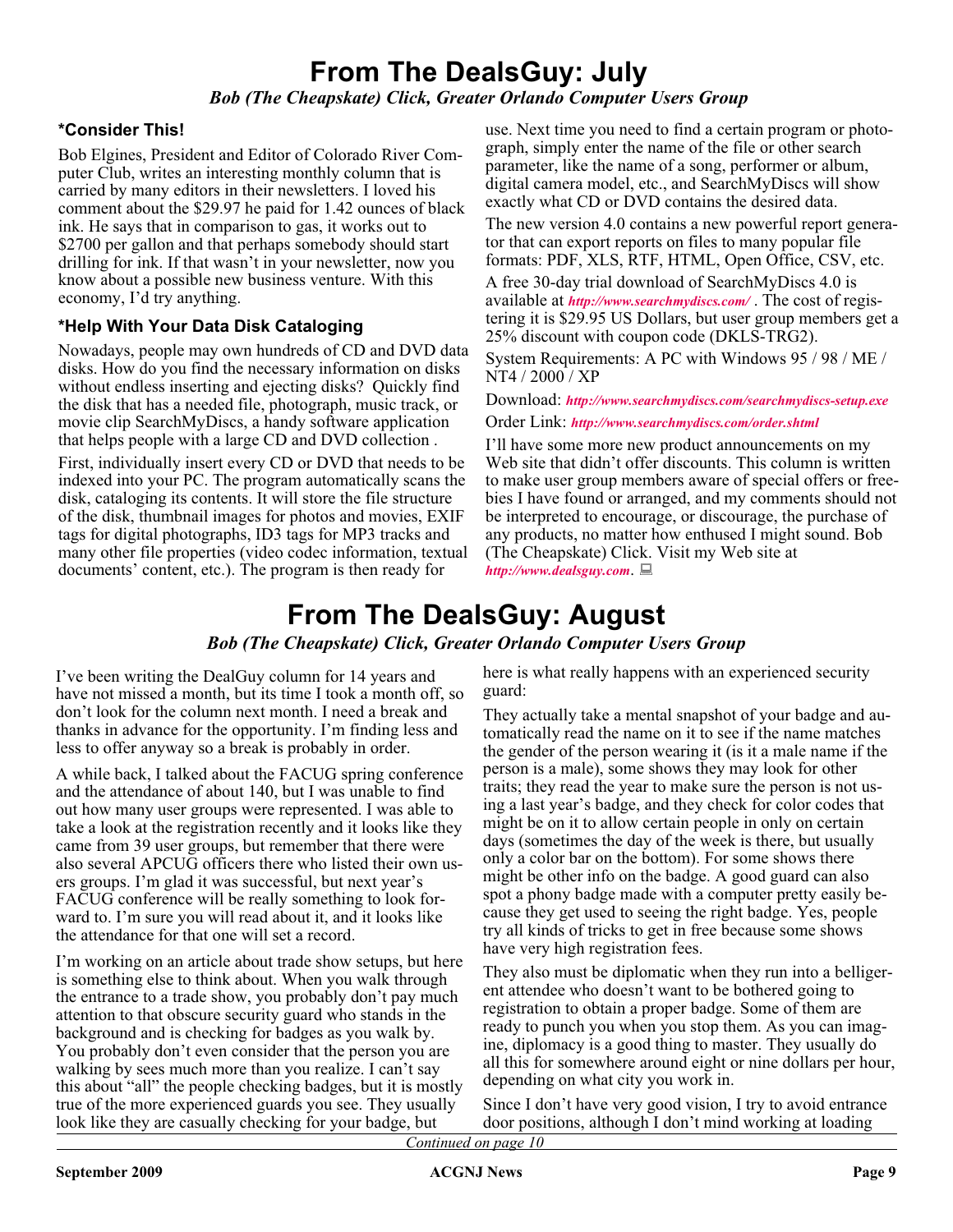# From The DealsGuy: July

*Bob (The Cheapskate) Click, Greater Orlando Computer Users Group*

### *Consider This!

Bob Elgines, President and Editor of Colorado River Computer Club, writes an interesting monthly column that is carried by many editors in their newsletters. I loved his comment about the $29.97 he paid for 1.42 ounces of black ink. He says that in comparison to gas, it works out to $2700 per gallon and that perhaps somebody should start drilling for ink. If that wasn't in your newsletter, now you know about a possible new business venture. With this economy, I'd try anything.

### *Help With Your Data Disk Cataloging

Nowadays, people may own hundreds of CD and DVD data disks. How do you find the necessary information on disks without endless inserting and ejecting disks? Quickly find the disk that has a needed file, photograph, music track, or movie clip SearchMyDiscs, a handy software application that helps people with a large CD and DVD collection .

First, individually insert every CD or DVD that needs to be indexed into your PC. The program automatically scans the disk, cataloging its contents. It will store the file structure of the disk, thumbnail images for photos and movies, EXIF tags for digital photographs, ID3 tags for MP3 tracks and many other file properties (video codec information, textual documents' content, etc.). The program is then ready for use. Next time you need to find a certain program or photograph, simply enter the name of the file or other search parameter, like the name of a song, performer or album, digital camera model, etc., and SearchMyDiscs will show exactly what CD or DVD contains the desired data.

The new version 4.0 contains a new powerful report generator that can export reports on files to many popular file formats: PDF, XLS, RTF, HTML, Open Office, CSV, etc.

A free 30-day trial download of SearchMyDiscs 4.0 is available at ***http://www.searchmydiscs.com/*** . The cost of registering it is $29.95 US Dollars, but user group members get a 25% discount with coupon code (DKLS-TRG2).

System Requirements: A PC with Windows 95 / 98 / ME / NT4 / 2000 / XP

Download: ***http://www.searchmydiscs.com/searchmydiscs-setup.exe***

Order Link: ***http://www.searchmydiscs.com/order.shtml***

I'll have some more new product announcements on my Web site that didn't offer discounts. This column is written to make user group members aware of special offers or freebies I have found or arranged, and my comments should not be interpreted to encourage, or discourage, the purchase of any products, no matter how enthused I might sound. Bob (The Cheapskate) Click. Visit my Web site at ***http://www.dealsguy.com***.

# From The DealsGuy: August

*Bob (The Cheapskate) Click, Greater Orlando Computer Users Group*

I've been writing the DealGuy column for 14 years and have not missed a month, but its time I took a month off, so don't look for the column next month. I need a break and thanks in advance for the opportunity. I'm finding less and less to offer anyway so a break is probably in order.

A while back, I talked about the FACUG spring conference and the attendance of about 140, but I was unable to find out how many user groups were represented. I was able to take a look at the registration recently and it looks like they came from 39 user groups, but remember that there were also several APCUG officers there who listed their own users groups. I'm glad it was successful, but next year's FACUG conference will be really something to look forward to. I'm sure you will read about it, and it looks like the attendance for that one will set a record.

I'm working on an article about trade show setups, but here is something else to think about. When you walk through the entrance to a trade show, you probably don't pay much attention to that obscure security guard who stands in the background and is checking for badges as you walk by. You probably don't even consider that the person you are walking by sees much more than you realize. I can't say this about "all" the people checking badges, but it is mostly true of the more experienced guards you see. They usually look like they are casually checking for your badge, but here is what really happens with an experienced security guard:

They actually take a mental snapshot of your badge and automatically read the name on it to see if the name matches the gender of the person wearing it (is it a male name if the person is a male), some shows they may look for other traits; they read the year to make sure the person is not using a last year's badge, and they check for color codes that might be on it to allow certain people in only on certain days (sometimes the day of the week is there, but usually only a color bar on the bottom). For some shows there might be other info on the badge. A good guard can also spot a phony badge made with a computer pretty easily because they get used to seeing the right badge. Yes, people try all kinds of tricks to get in free because some shows have very high registration fees.

They also must be diplomatic when they run into a belligerent attendee who doesn't want to be bothered going to registration to obtain a proper badge. Some of them are ready to punch you when you stop them. As you can imagine, diplomacy is a good thing to master. They usually do all this for somewhere around eight or nine dollars per hour, depending on what city you work in.

Since I don't have very good vision, I try to avoid entrance door positions, although I don't mind working at loading

*Continued on page 10*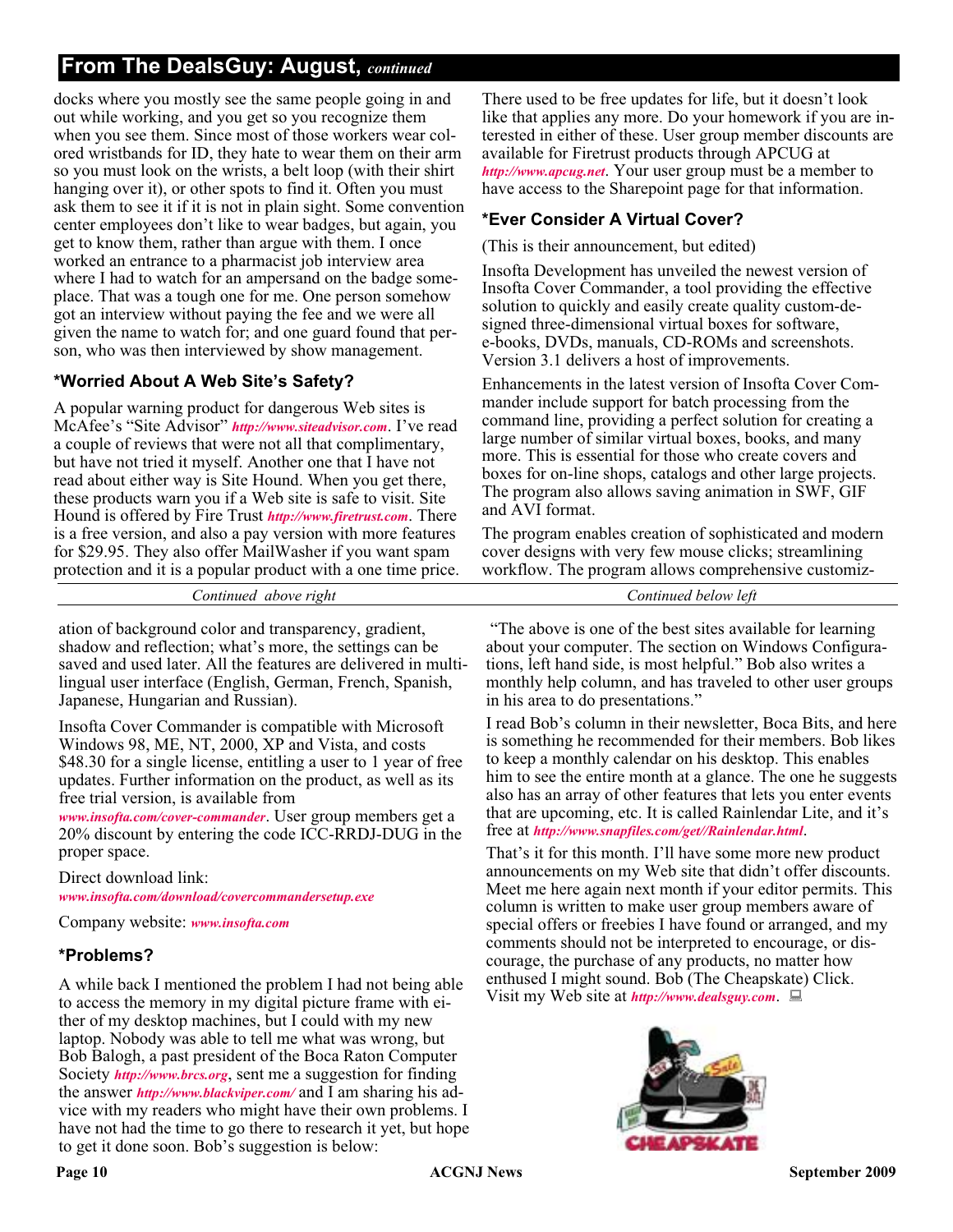## From The DealsGuy: August, *continued*

docks where you mostly see the same people going in and out while working, and you get so you recognize them when you see them. Since most of those workers wear colored wristbands for ID, they hate to wear them on their arm so you must look on the wrists, a belt loop (with their shirt hanging over it), or other spots to find it. Often you must ask them to see it if it is not in plain sight. Some convention center employees don't like to wear badges, but again, you get to know them, rather than argue with them. I once worked an entrance to a pharmacist job interview area where I had to watch for an ampersand on the badge someplace. That was a tough one for me. One person somehow got an interview without paying the fee and we were all given the name to watch for; and one guard found that person, who was then interviewed by show management.

### *Worried About A Web Site's Safety?

A popular warning product for dangerous Web sites is McAfee's "Site Advisor" *http://www.siteadvisor.com*. I've read a couple of reviews that were not all that complimentary, but have not tried it myself. Another one that I have not read about either way is Site Hound. When you get there, these products warn you if a Web site is safe to visit. Site Hound is offered by Fire Trust *http://www.firetrust.com*. There is a free version, and also a pay version with more features for $29.95. They also offer MailWasher if you want spam protection and it is a popular product with a one time price. There used to be free updates for life, but it doesn't look like that applies any more. Do your homework if you are interested in either of these. User group member discounts are available for Firetrust products through APCUG at *http://www.apcug.net*. Your user group must be a member to have access to the Sharepoint page for that information.

### *Ever Consider A Virtual Cover?

(This is their announcement, but edited)

Insofta Development has unveiled the newest version of Insofta Cover Commander, a tool providing the effective solution to quickly and easily create quality custom-designed three-dimensional virtual boxes for software, e-books, DVDs, manuals, CD-ROMs and screenshots. Version 3.1 delivers a host of improvements.

Enhancements in the latest version of Insofta Cover Commander include support for batch processing from the command line, providing a perfect solution for creating a large number of similar virtual boxes, books, and many more. This is essential for those who create covers and boxes for on-line shops, catalogs and other large projects. The program also allows saving animation in SWF, GIF and AVI format.

The program enables creation of sophisticated and modern cover designs with very few mouse clicks; streamlining workflow. The program allows comprehensive customization of background color and transparency, gradient, shadow and reflection; what's more, the settings can be saved and used later. All the features are delivered in multilingual user interface (English, German, French, Spanish, Japanese, Hungarian and Russian).

Insofta Cover Commander is compatible with Microsoft Windows 98, ME, NT, 2000, XP and Vista, and costs $48.30 for a single license, entitling a user to 1 year of free updates. Further information on the product, as well as its free trial version, is available from *www.insofta.com/cover-commander*. User group members get a 20% discount by entering the code ICC-RRDJ-DUG in the proper space.

Direct download link: *www.insofta.com/download/covercommandersetup.exe*

Company website: *www.insofta.com*

### *Problems?

A while back I mentioned the problem I had not being able to access the memory in my digital picture frame with either of my desktop machines, but I could with my new laptop. Nobody was able to tell me what was wrong, but Bob Balogh, a past president of the Boca Raton Computer Society *http://www.brcs.org*, sent me a suggestion for finding the answer *http://www.blackviper.com/* and I am sharing his advice with my readers who might have their own problems. I have not had the time to go there to research it yet, but hope to get it done soon. Bob's suggestion is below:

"The above is one of the best sites available for learning about your computer. The section on Windows Configurations, left hand side, is most helpful." Bob also writes a monthly help column, and has traveled to other user groups in his area to do presentations."

I read Bob's column in their newsletter, Boca Bits, and here is something he recommended for their members. Bob likes to keep a monthly calendar on his desktop. This enables him to see the entire month at a glance. The one he suggests also has an array of other features that lets you enter events that are upcoming, etc. It is called Rainlendar Lite, and it's free at *http://www.snapfiles.com/get//Rainlendar.html*.

That's it for this month. I'll have some more new product announcements on my Web site that didn't offer discounts. Meet me here again next month if your editor permits. This column is written to make user group members aware of special offers or freebies I have found or arranged, and my comments should not be interpreted to encourage, or discourage, the purchase of any products, no matter how enthused I might sound. Bob (The Cheapskate) Click. Visit my Web site at *http://www.dealsguy.com*.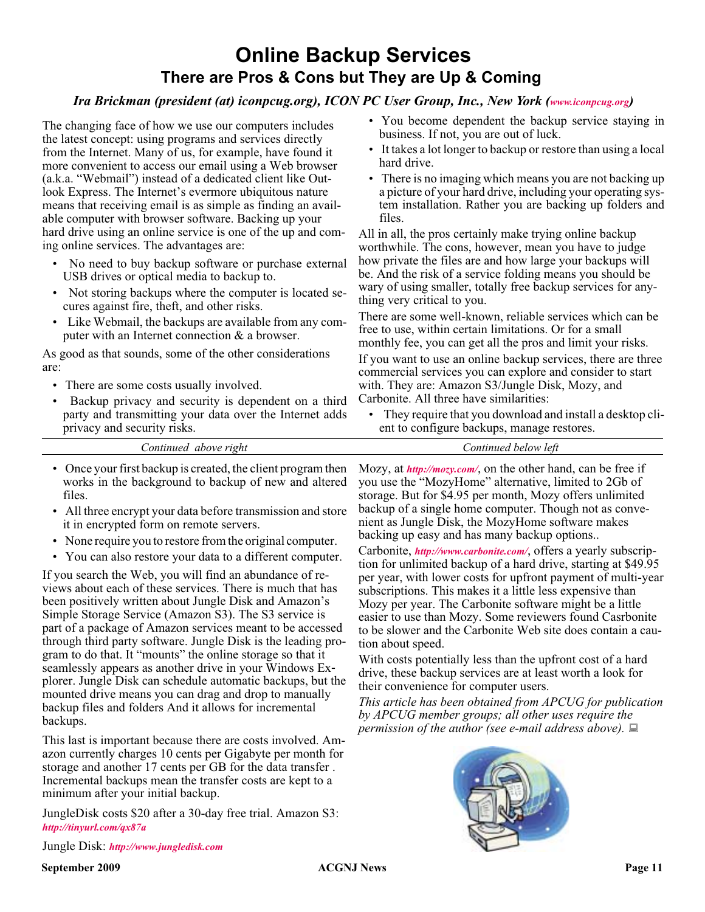# Online Backup Services

## There are Pros & Cons but They are Up & Coming

*Ira Brickman (president (at) iconpcug.org), ICON PC User Group, Inc., New York (www.iconpcug.org)*

The changing face of how we use our computers includes the latest concept: using programs and services directly from the Internet. Many of us, for example, have found it more convenient to access our email using a Web browser (a.k.a. "Webmail") instead of a dedicated client like Outlook Express. The Internet's evermore ubiquitous nature means that receiving email is as simple as finding an available computer with browser software. Backing up your hard drive using an online service is one of the up and coming online services. The advantages are:

- No need to buy backup software or purchase external USB drives or optical media to backup to.
- Not storing backups where the computer is located secures against fire, theft, and other risks.
- Like Webmail, the backups are available from any computer with an Internet connection & a browser.

As good as that sounds, some of the other considerations are:

- There are some costs usually involved.
- Backup privacy and security is dependent on a third party and transmitting your data over the Internet adds privacy and security risks.
- You become dependent the backup service staying in business. If not, you are out of luck.
- It takes a lot longer to backup or restore than using a local hard drive.
- There is no imaging which means you are not backing up a picture of your hard drive, including your operating system installation. Rather you are backing up folders and files.

All in all, the pros certainly make trying online backup worthwhile. The cons, however, mean you have to judge how private the files are and how large your backups will be. And the risk of a service folding means you should be wary of using smaller, totally free backup services for anything very critical to you.

There are some well-known, reliable services which can be free to use, within certain limitations. Or for a small monthly fee, you can get all the pros and limit your risks.

If you want to use an online backup services, there are three commercial services you can explore and consider to start with. They are: Amazon S3/Jungle Disk, Mozy, and Carbonite. All three have similarities:

- They require that you download and install a desktop client to configure backups, manage restores.
- Once your first backup is created, the client program then works in the background to backup of new and altered files.
- All three encrypt your data before transmission and store it in encrypted form on remote servers.
- None require you to restore from the original computer.
- You can also restore your data to a different computer.

If you search the Web, you will find an abundance of reviews about each of these services. There is much that has been positively written about Jungle Disk and Amazon's Simple Storage Service (Amazon S3). The S3 service is part of a package of Amazon services meant to be accessed through third party software. Jungle Disk is the leading program to do that. It "mounts" the online storage so that it seamlessly appears as another drive in your Windows Explorer. Jungle Disk can schedule automatic backups, but the mounted drive means you can drag and drop to manually backup files and folders And it allows for incremental backups.

This last is important because there are costs involved. Amazon currently charges 10 cents per Gigabyte per month for storage and another 17 cents per GB for the data transfer . Incremental backups mean the transfer costs are kept to a minimum after your initial backup.

JungleDisk costs $20 after a 30-day free trial. Amazon S3: *http://tinyurl.com/qx87a*

Jungle Disk: *http://www.jungledisk.com*

Mozy, at *http://mozy.com/*, on the other hand, can be free if you use the "MozyHome" alternative, limited to 2Gb of storage. But for $4.95 per month, Mozy offers unlimited backup of a single home computer. Though not as convenient as Jungle Disk, the MozyHome software makes backing up easy and has many backup options..

Carbonite, *http://www.carbonite.com/*, offers a yearly subscription for unlimited backup of a hard drive, starting at $49.95 per year, with lower costs for upfront payment of multi-year subscriptions. This makes it a little less expensive than Mozy per year. The Carbonite software might be a little easier to use than Mozy. Some reviewers found Casrbonite to be slower and the Carbonite Web site does contain a caution about speed.

With costs potentially less than the upfront cost of a hard drive, these backup services are at least worth a look for their convenience for computer users.

*This article has been obtained from APCUG for publication by APCUG member groups; all other uses require the permission of the author (see e-mail address above).*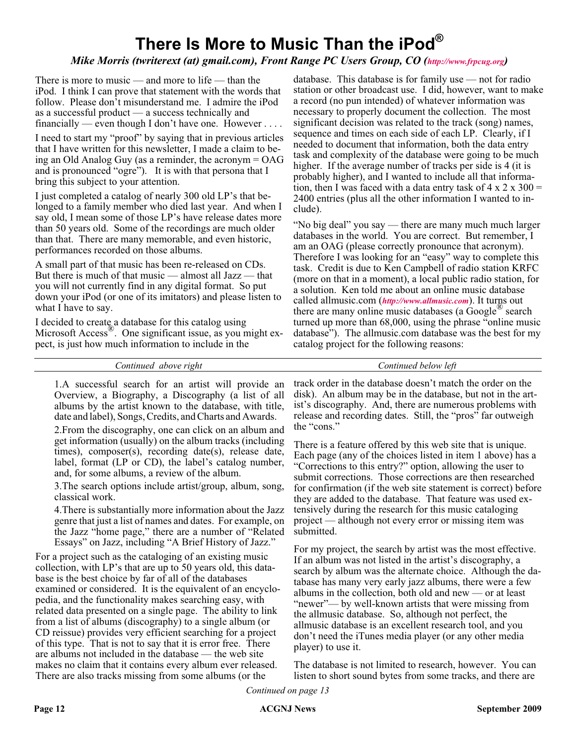# There Is More to Music Than the iPod®

*Mike Morris (twriterext (at) gmail.com), Front Range PC Users Group, CO (http://www.frpcug.org)*

There is more to music — and more to life — than the iPod. I think I can prove that statement with the words that follow. Please don't misunderstand me. I admire the iPod as a successful product — a success technically and financially — even though I don't have one. However . . . .

I need to start my "proof" by saying that in previous articles that I have written for this newsletter, I made a claim to being an Old Analog Guy (as a reminder, the acronym = OAG and is pronounced "ogre"). It is with that persona that I bring this subject to your attention.

I just completed a catalog of nearly 300 old LP's that belonged to a family member who died last year. And when I say old, I mean some of those LP's have release dates more than 50 years old. Some of the recordings are much older than that. There are many memorable, and even historic, performances recorded on those albums.

A small part of that music has been re-released on CDs. But there is much of that music — almost all Jazz — that you will not currently find in any digital format. So put down your iPod (or one of its imitators) and please listen to what I have to say.

I decided to create a database for this catalog using Microsoft Access®. One significant issue, as you might expect, is just how much information to include in the database. This database is for family use — not for radio station or other broadcast use. I did, however, want to make a record (no pun intended) of whatever information was necessary to properly document the collection. The most significant decision was related to the track (song) names, sequence and times on each side of each LP. Clearly, if I needed to document that information, both the data entry task and complexity of the database were going to be much higher. If the average number of tracks per side is 4 (it is probably higher), and I wanted to include all that information, then I was faced with a data entry task of 4 x 2 x 300 = 2400 entries (plus all the other information I wanted to include).

"No big deal" you say — there are many much much larger databases in the world. You are correct. But remember, I am an OAG (please correctly pronounce that acronym). Therefore I was looking for an "easy" way to complete this task. Credit is due to Ken Campbell of radio station KRFC (more on that in a moment), a local public radio station, for a solution. Ken told me about an online music database called allmusic.com (*http://www.allmusic.com*). It turns out there are many online music databases (a Google® search turned up more than 68,000, using the phrase "online music database"). The allmusic.com database was the best for my catalog project for the following reasons:

1. A successful search for an artist will provide an Overview, a Biography, a Discography (a list of all albums by the artist known to the database, with title, date and label), Songs, Credits, and Charts and Awards.
2. From the discography, one can click on an album and get information (usually) on the album tracks (including times), composer(s), recording date(s), release date, label, format (LP or CD), the label's catalog number, and, for some albums, a review of the album.
3. The search options include artist/group, album, song, classical work.
4. There is substantially more information about the Jazz genre that just a list of names and dates. For example, on the Jazz "home page," there are a number of "Related Essays" on Jazz, including "A Brief History of Jazz."

For a project such as the cataloging of an existing music collection, with LP's that are up to 50 years old, this database is the best choice by far of all of the databases examined or considered. It is the equivalent of an encyclopedia, and the functionality makes searching easy, with related data presented on a single page. The ability to link from a list of albums (discography) to a single album (or CD reissue) provides very efficient searching for a project of this type. That is not to say that it is error free. There are albums not included in the database — the web site makes no claim that it contains every album ever released. There are also tracks missing from some albums (or the track order in the database doesn't match the order on the disk). An album may be in the database, but not in the artist's discography. And, there are numerous problems with release and recording dates. Still, the "pros" far outweigh the "cons."

There is a feature offered by this web site that is unique. Each page (any of the choices listed in item 1 above) has a "Corrections to this entry?" option, allowing the user to submit corrections. Those corrections are then researched for confirmation (if the web site statement is correct) before they are added to the database. That feature was used extensively during the research for this music cataloging project — although not every error or missing item was submitted.

For my project, the search by artist was the most effective. If an album was not listed in the artist's discography, a search by album was the alternate choice. Although the database has many very early jazz albums, there were a few albums in the collection, both old and new — or at least "newer"— by well-known artists that were missing from the allmusic database. So, although not perfect, the allmusic database is an excellent research tool, and you don't need the iTunes media player (or any other media player) to use it.

The database is not limited to research, however. You can listen to short sound bytes from some tracks, and there are

*Continued on page 13*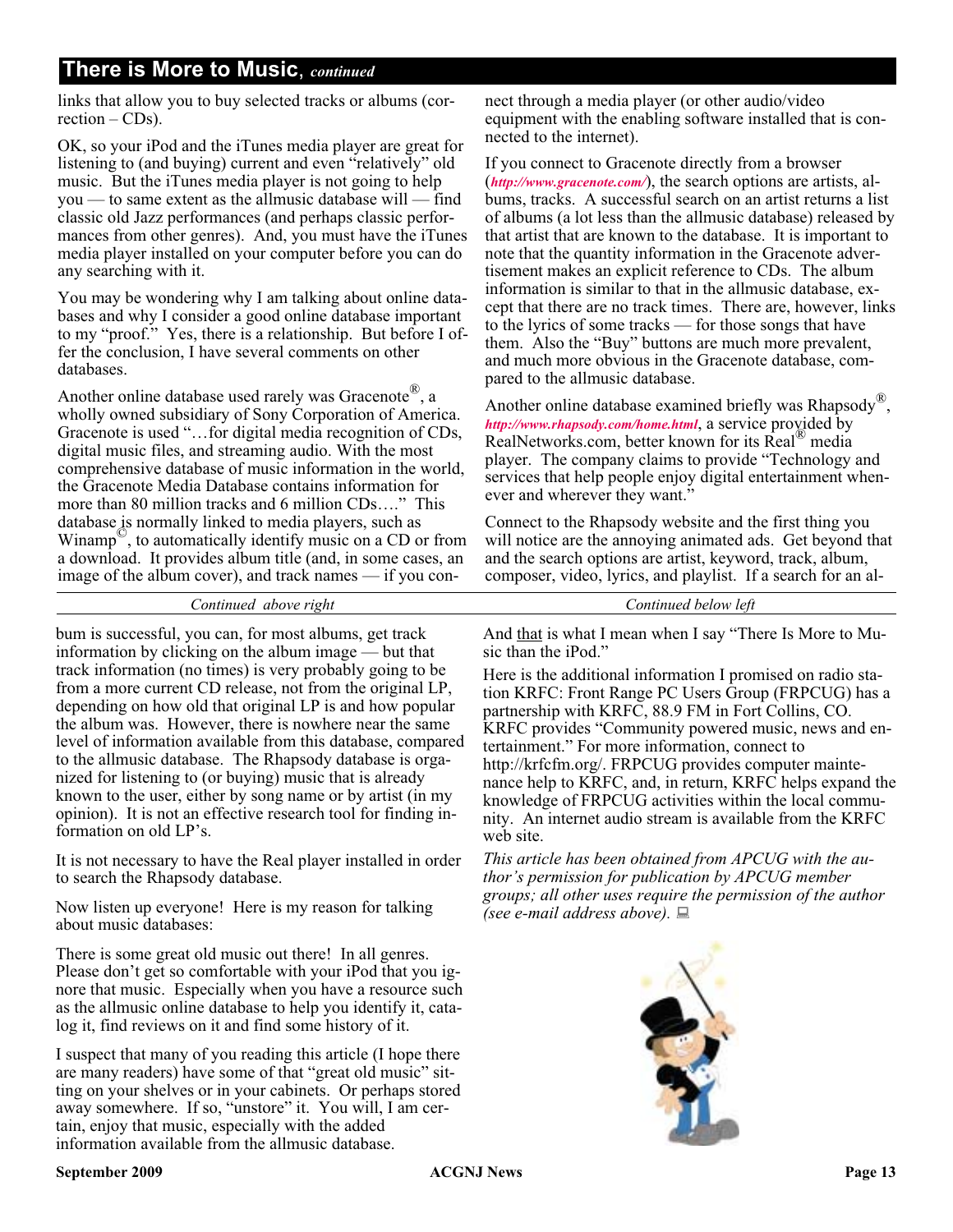## There is More to Music, *continued*

links that allow you to buy selected tracks or albums (correction – CDs).

OK, so your iPod and the iTunes media player are great for listening to (and buying) current and even "relatively" old music. But the iTunes media player is not going to help you — to same extent as the allmusic database will — find classic old Jazz performances (and perhaps classic performances from other genres). And, you must have the iTunes media player installed on your computer before you can do any searching with it.

You may be wondering why I am talking about online databases and why I consider a good online database important to my "proof." Yes, there is a relationship. But before I offer the conclusion, I have several comments on other databases.

Another online database used rarely was Gracenote®, a wholly owned subsidiary of Sony Corporation of America. Gracenote is used "…for digital media recognition of CDs, digital music files, and streaming audio. With the most comprehensive database of music information in the world, the Gracenote Media Database contains information for more than 80 million tracks and 6 million CDs…." This database is normally linked to media players, such as Winamp©, to automatically identify music on a CD or from a download. It provides album title (and, in some cases, an image of the album cover), and track names — if you connect through a media player (or other audio/video equipment with the enabling software installed that is connected to the internet).

If you connect to Gracenote directly from a browser (*http://www.gracenote.com/*), the search options are artists, albums, tracks. A successful search on an artist returns a list of albums (a lot less than the allmusic database) released by that artist that are known to the database. It is important to note that the quantity information in the Gracenote advertisement makes an explicit reference to CDs. The album information is similar to that in the allmusic database, except that there are no track times. There are, however, links to the lyrics of some tracks — for those songs that have them. Also the "Buy" buttons are much more prevalent, and much more obvious in the Gracenote database, compared to the allmusic database.

Another online database examined briefly was Rhapsody®, *http://www.rhapsody.com/home.html*, a service provided by RealNetworks.com, better known for its Real® media player. The company claims to provide "Technology and services that help people enjoy digital entertainment whenever and wherever they want."

Connect to the Rhapsody website and the first thing you will notice are the annoying animated ads. Get beyond that and the search options are artist, keyword, track, album, composer, video, lyrics, and playlist. If a search for an album is successful, you can, for most albums, get track information by clicking on the album image — but that track information (no times) is very probably going to be from a more current CD release, not from the original LP, depending on how old that original LP is and how popular the album was. However, there is nowhere near the same level of information available from this database, compared to the allmusic database. The Rhapsody database is organized for listening to (or buying) music that is already known to the user, either by song name or by artist (in my opinion). It is not an effective research tool for finding information on old LP's.

It is not necessary to have the Real player installed in order to search the Rhapsody database.

Now listen up everyone! Here is my reason for talking about music databases:

There is some great old music out there! In all genres. Please don't get so comfortable with your iPod that you ignore that music. Especially when you have a resource such as the allmusic online database to help you identify it, catalog it, find reviews on it and find some history of it.

I suspect that many of you reading this article (I hope there are many readers) have some of that "great old music" sitting on your shelves or in your cabinets. Or perhaps stored away somewhere. If so, "unstore" it. You will, I am certain, enjoy that music, especially with the added information available from the allmusic database.

And that is what I mean when I say "There Is More to Music than the iPod."

Here is the additional information I promised on radio station KRFC: Front Range PC Users Group (FRPCUG) has a partnership with KRFC, 88.9 FM in Fort Collins, CO. KRFC provides "Community powered music, news and entertainment." For more information, connect to http://krfcfm.org/. FRPCUG provides computer maintenance help to KRFC, and, in return, KRFC helps expand the knowledge of FRPCUG activities within the local community. An internet audio stream is available from the KRFC web site.

*This article has been obtained from APCUG with the author's permission for publication by APCUG member groups; all other uses require the permission of the author (see e-mail address above).*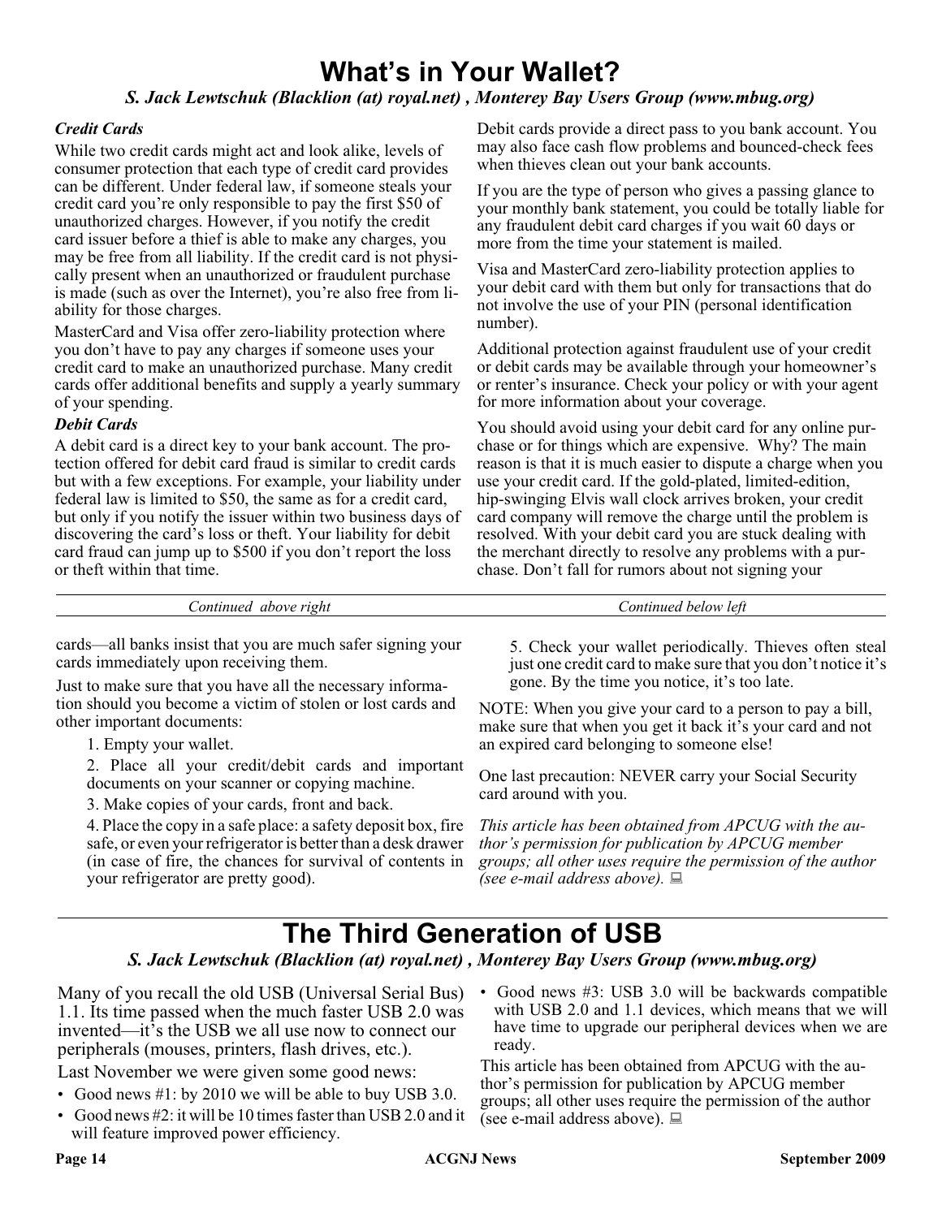# What's in Your Wallet?

***S. Jack Lewtschuk (Blacklion (at) royal.net) , Monterey Bay Users Group (www.mbug.org)***

***Credit Cards***

While two credit cards might act and look alike, levels of consumer protection that each type of credit card provides can be different. Under federal law, if someone steals your credit card you're only responsible to pay the first $50 of unauthorized charges. However, if you notify the credit card issuer before a thief is able to make any charges, you may be free from all liability. If the credit card is not physically present when an unauthorized or fraudulent purchase is made (such as over the Internet), you're also free from liability for those charges.

MasterCard and Visa offer zero-liability protection where you don't have to pay any charges if someone uses your credit card to make an unauthorized purchase. Many credit cards offer additional benefits and supply a yearly summary of your spending.

***Debit Cards***

A debit card is a direct key to your bank account. The protection offered for debit card fraud is similar to credit cards but with a few exceptions. For example, your liability under federal law is limited to $50, the same as for a credit card, but only if you notify the issuer within two business days of discovering the card's loss or theft. Your liability for debit card fraud can jump up to $500 if you don't report the loss or theft within that time.

Debit cards provide a direct pass to you bank account. You may also face cash flow problems and bounced-check fees when thieves clean out your bank accounts.

If you are the type of person who gives a passing glance to your monthly bank statement, you could be totally liable for any fraudulent debit card charges if you wait 60 days or more from the time your statement is mailed.

Visa and MasterCard zero-liability protection applies to your debit card with them but only for transactions that do not involve the use of your PIN (personal identification number).

Additional protection against fraudulent use of your credit or debit cards may be available through your homeowner's or renter's insurance. Check your policy or with your agent for more information about your coverage.

You should avoid using your debit card for any online purchase or for things which are expensive. Why? The main reason is that it is much easier to dispute a charge when you use your credit card. If the gold-plated, limited-edition, hip-swinging Elvis wall clock arrives broken, your credit card company will remove the charge until the problem is resolved. With your debit card you are stuck dealing with the merchant directly to resolve any problems with a purchase. Don't fall for rumors about not signing your cards—all banks insist that you are much safer signing your cards immediately upon receiving them.

Just to make sure that you have all the necessary information should you become a victim of stolen or lost cards and other important documents:

1. Empty your wallet.
2. Place all your credit/debit cards and important documents on your scanner or copying machine.
3. Make copies of your cards, front and back.
4. Place the copy in a safe place: a safety deposit box, fire safe, or even your refrigerator is better than a desk drawer (in case of fire, the chances for survival of contents in your refrigerator are pretty good).
5. Check your wallet periodically. Thieves often steal just one credit card to make sure that you don't notice it's gone. By the time you notice, it's too late.

NOTE: When you give your card to a person to pay a bill, make sure that when you get it back it's your card and not an expired card belonging to someone else!

One last precaution: NEVER carry your Social Security card around with you.

*This article has been obtained from APCUG with the author's permission for publication by APCUG member groups; all other uses require the permission of the author (see e-mail address above).*

# The Third Generation of USB

***S. Jack Lewtschuk (Blacklion (at) royal.net) , Monterey Bay Users Group (www.mbug.org)***

Many of you recall the old USB (Universal Serial Bus) 1.1. Its time passed when the much faster USB 2.0 was invented—it's the USB we all use now to connect our peripherals (mouses, printers, flash drives, etc.).

Last November we were given some good news:

- Good news #1: by 2010 we will be able to buy USB 3.0.
- Good news #2: it will be 10 times faster than USB 2.0 and it will feature improved power efficiency.
- Good news #3: USB 3.0 will be backwards compatible with USB 2.0 and 1.1 devices, which means that we will have time to upgrade our peripheral devices when we are ready.

This article has been obtained from APCUG with the author's permission for publication by APCUG member groups; all other uses require the permission of the author (see e-mail address above).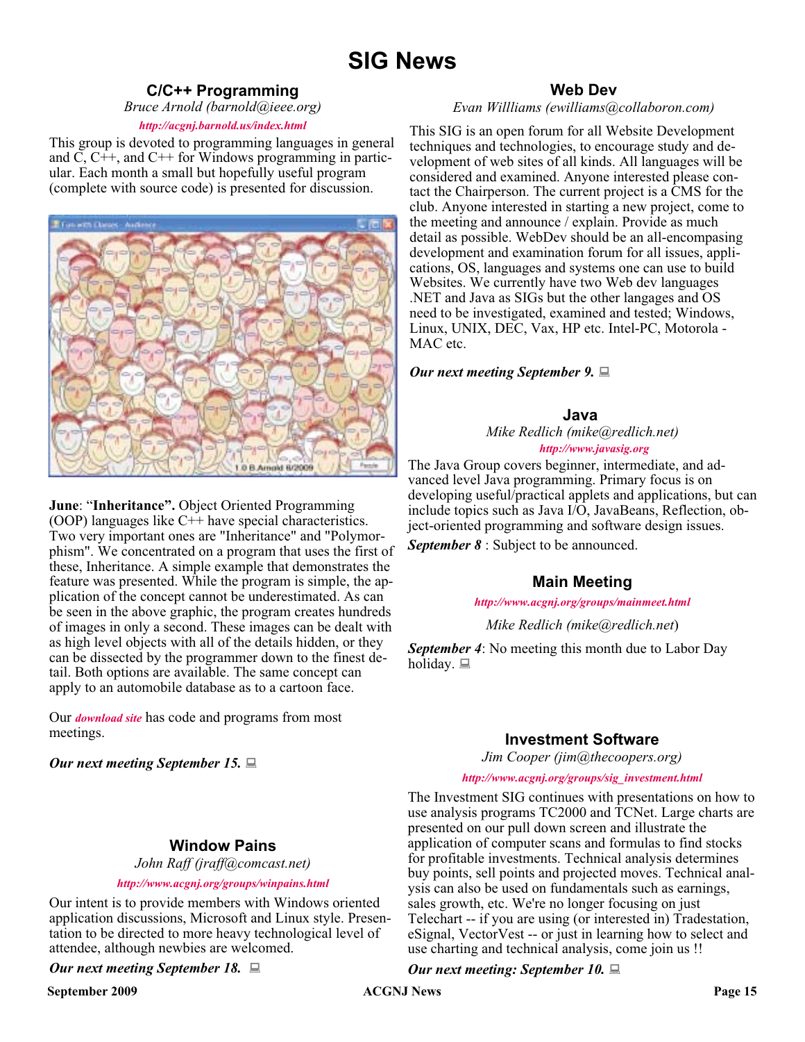# SIG News

## C/C++ Programming

*Bruce Arnold (barnold@ieee.org)*

*http://acgnj.barnold.us/index.html*

This group is devoted to programming languages in general and C, C++, and C++ for Windows programming in particular. Each month a small but hopefully useful program (complete with source code) is presented for discussion.

**June**: "**Inheritance".** Object Oriented Programming (OOP) languages like C++ have special characteristics. Two very important ones are "Inheritance" and "Polymorphism". We concentrated on a program that uses the first of these, Inheritance. A simple example that demonstrates the feature was presented. While the program is simple, the application of the concept cannot be underestimated. As can be seen in the above graphic, the program creates hundreds of images in only a second. These images can be dealt with as high level objects with all of the details hidden, or they can be dissected by the programmer down to the finest detail. Both options are available. The same concept can apply to an automobile database as to a cartoon face.

Our *download site* has code and programs from most meetings.

***Our next meeting September 15.***

## Window Pains

*John Raff (jraff@comcast.net)*

*http://www.acgnj.org/groups/winpains.html*

Our intent is to provide members with Windows oriented application discussions, Microsoft and Linux style. Presentation to be directed to more heavy technological level of attendee, although newbies are welcomed.

***Our next meeting September 18.***

## Web Dev

*Evan Willliams (ewilliams@collaboron.com)*

This SIG is an open forum for all Website Development techniques and technologies, to encourage study and development of web sites of all kinds. All languages will be considered and examined. Anyone interested please contact the Chairperson. The current project is a CMS for the club. Anyone interested in starting a new project, come to the meeting and announce / explain. Provide as much detail as possible. WebDev should be an all-encompasing development and examination forum for all issues, applications, OS, languages and systems one can use to build Websites. We currently have two Web dev languages .NET and Java as SIGs but the other langages and OS need to be investigated, examined and tested; Windows, Linux, UNIX, DEC, Vax, HP etc. Intel-PC, Motorola - MAC etc.

***Our next meeting September 9.***

## Java

*Mike Redlich (mike@redlich.net)*

*http://www.javasig.org*

The Java Group covers beginner, intermediate, and advanced level Java programming. Primary focus is on developing useful/practical applets and applications, but can include topics such as Java I/O, JavaBeans, Reflection, object-oriented programming and software design issues.

***September 8*** : Subject to be announced.

## Main Meeting

*http://www.acgnj.org/groups/mainmeet.html*

*Mike Redlich (mike@redlich.net)*

***September 4***: No meeting this month due to Labor Day holiday.

## Investment Software

*Jim Cooper (jim@thecoopers.org)*

*http://www.acgnj.org/groups/sig_investment.html*

The Investment SIG continues with presentations on how to use analysis programs TC2000 and TCNet. Large charts are presented on our pull down screen and illustrate the application of computer scans and formulas to find stocks for profitable investments. Technical analysis determines buy points, sell points and projected moves. Technical analysis can also be used on fundamentals such as earnings, sales growth, etc. We're no longer focusing on just Telechart -- if you are using (or interested in) Tradestation, eSignal, VectorVest -- or just in learning how to select and use charting and technical analysis, come join us !!

***Our next meeting: September 10.***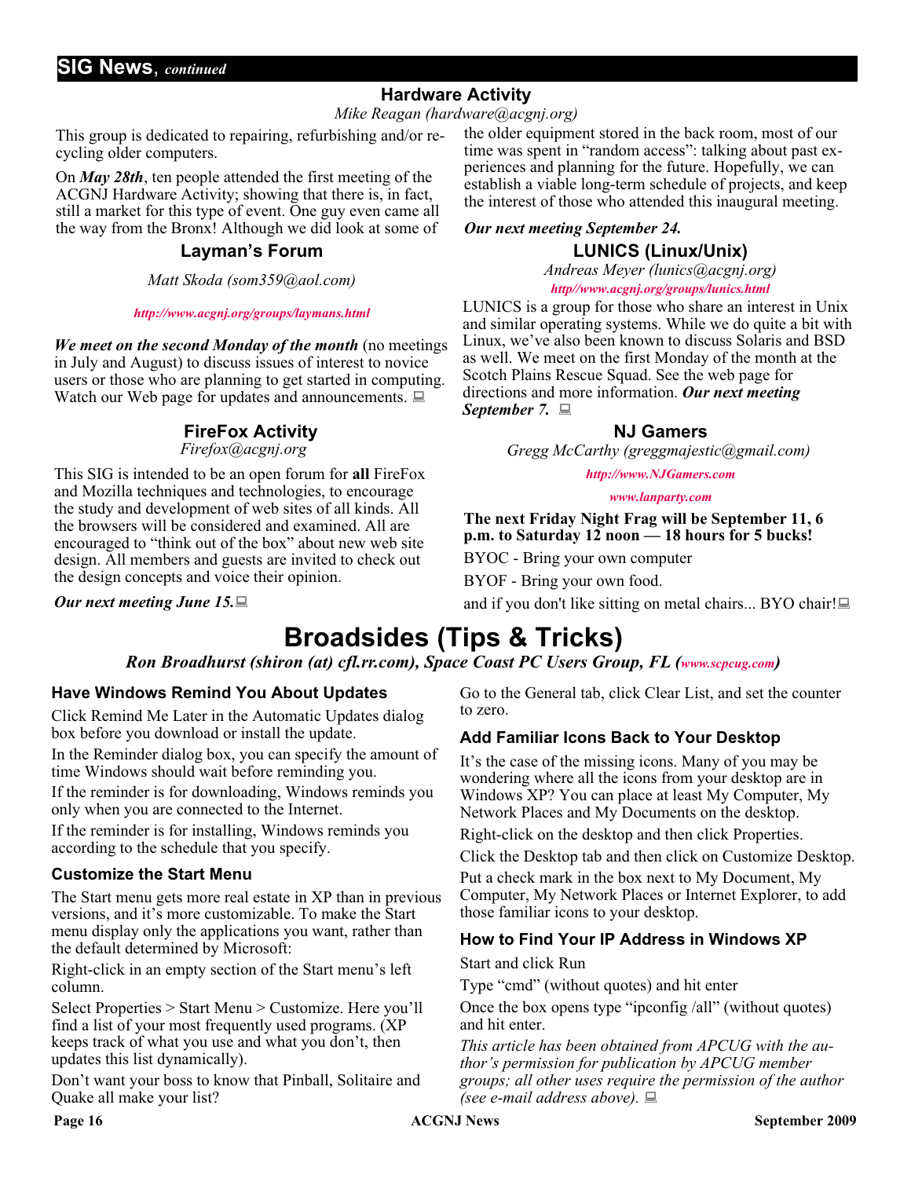## SIG News, *continued*

### Hardware Activity

*Mike Reagan (hardware@acgnj.org)*

This group is dedicated to repairing, refurbishing and/or recycling older computers.

On ***May 28th***, ten people attended the first meeting of the ACGNJ Hardware Activity; showing that there is, in fact, still a market for this type of event. One guy even came all the way from the Bronx! Although we did look at some of the older equipment stored in the back room, most of our time was spent in "random access": talking about past experiences and planning for the future. Hopefully, we can establish a viable long-term schedule of projects, and keep the interest of those who attended this inaugural meeting.

***Our next meeting September 24.***

### Layman's Forum

*Matt Skoda (som359@aol.com)*

*http://www.acgnj.org/groups/laymans.html*

***We meet on the second Monday of the month*** (no meetings in July and August) to discuss issues of interest to novice users or those who are planning to get started in computing. Watch our Web page for updates and announcements.

### FireFox Activity

*Firefox@acgnj.org*

This SIG is intended to be an open forum for **all** FireFox and Mozilla techniques and technologies, to encourage the study and development of web sites of all kinds. All the browsers will be considered and examined. All are encouraged to "think out of the box" about new web site design. All members and guests are invited to check out the design concepts and voice their opinion.

***Our next meeting June 15.***

### LUNICS (Linux/Unix)

*Andreas Meyer (lunics@acgnj.org)*

*http//www.acgnj.org/groups/lunics.html*

LUNICS is a group for those who share an interest in Unix and similar operating systems. While we do quite a bit with Linux, we've also been known to discuss Solaris and BSD as well. We meet on the first Monday of the month at the Scotch Plains Rescue Squad. See the web page for directions and more information. ***Our next meeting September 7.***

### NJ Gamers

*Gregg McCarthy (greggmajestic@gmail.com)*

*http://www.NJGamers.com*

*www.lanparty.com*

**The next Friday Night Frag will be September 11, 6 p.m. to Saturday 12 noon — 18 hours for 5 bucks!**

BYOC - Bring your own computer

BYOF - Bring your own food.

and if you don't like sitting on metal chairs... BYO chair!

# Broadsides (Tips & Tricks)

***Ron Broadhurst (shiron (at) cfl.rr.com), Space Coast PC Users Group, FL (www.scpcug.com)***

### Have Windows Remind You About Updates

Click Remind Me Later in the Automatic Updates dialog box before you download or install the update.

In the Reminder dialog box, you can specify the amount of time Windows should wait before reminding you.

If the reminder is for downloading, Windows reminds you only when you are connected to the Internet.

If the reminder is for installing, Windows reminds you according to the schedule that you specify.

### Customize the Start Menu

The Start menu gets more real estate in XP than in previous versions, and it's more customizable. To make the Start menu display only the applications you want, rather than the default determined by Microsoft:

Right-click in an empty section of the Start menu's left column.

Select Properties > Start Menu > Customize. Here you'll find a list of your most frequently used programs. (XP keeps track of what you use and what you don't, then updates this list dynamically).

Don't want your boss to know that Pinball, Solitaire and Quake all make your list?

Go to the General tab, click Clear List, and set the counter to zero.

### Add Familiar Icons Back to Your Desktop

It's the case of the missing icons. Many of you may be wondering where all the icons from your desktop are in Windows XP? You can place at least My Computer, My Network Places and My Documents on the desktop.

Right-click on the desktop and then click Properties.

Click the Desktop tab and then click on Customize Desktop.

Put a check mark in the box next to My Document, My Computer, My Network Places or Internet Explorer, to add those familiar icons to your desktop.

### How to Find Your IP Address in Windows XP

Start and click Run

Type "cmd" (without quotes) and hit enter

Once the box opens type "ipconfig /all" (without quotes) and hit enter.

*This article has been obtained from APCUG with the author's permission for publication by APCUG member groups; all other uses require the permission of the author (see e-mail address above).*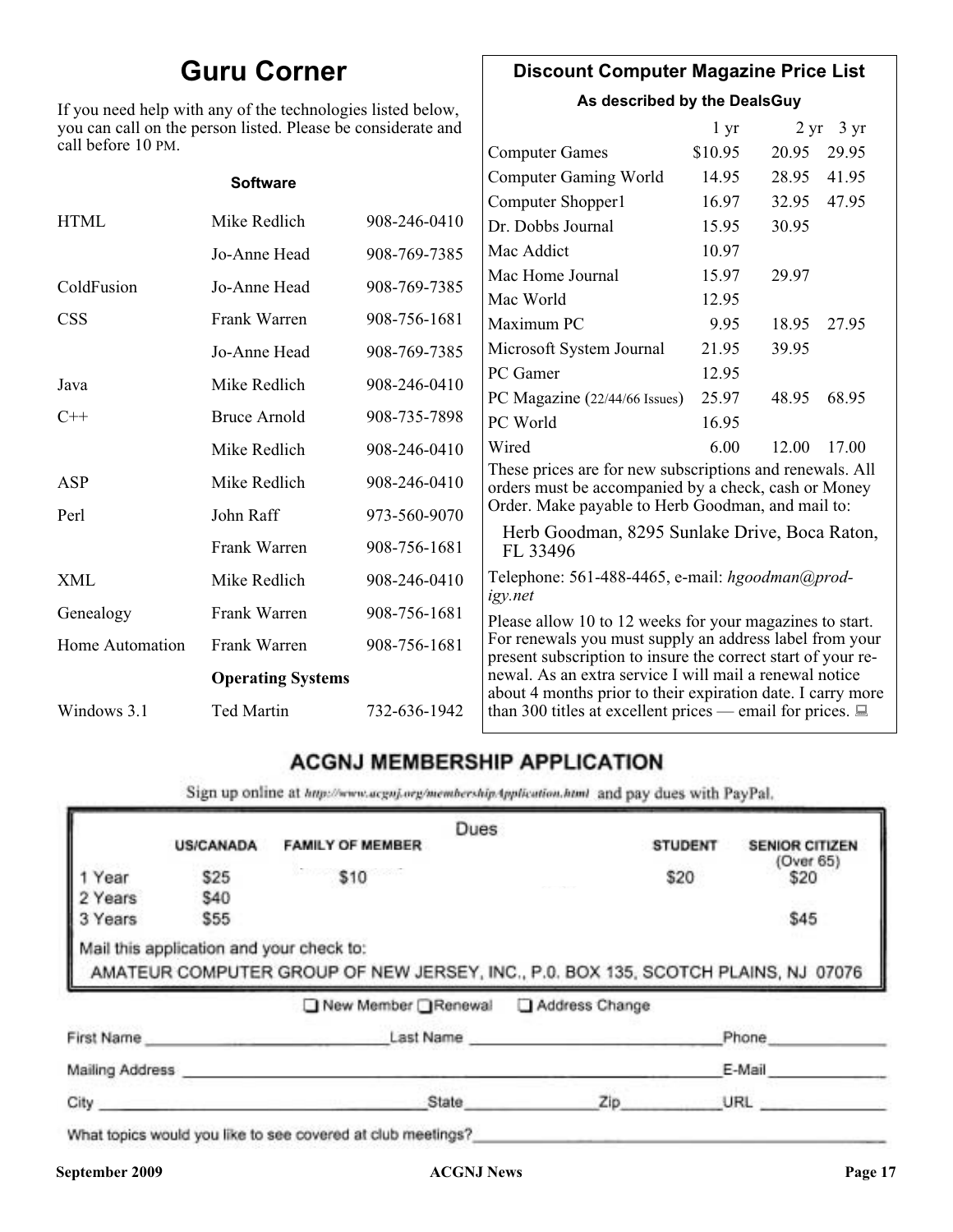# Guru Corner

If you need help with any of the technologies listed below, you can call on the person listed. Please be considerate and call before 10 PM.

| | | |
|---|---|---|
| | **Software** | |
| HTML | Mike Redlich | 908-246-0410 |
| | Jo-Anne Head | 908-769-7385 |
| ColdFusion | Jo-Anne Head | 908-769-7385 |
| CSS | Frank Warren | 908-756-1681 |
| | Jo-Anne Head | 908-769-7385 |
| Java | Mike Redlich | 908-246-0410 |
| C++ | Bruce Arnold | 908-735-7898 |
| | Mike Redlich | 908-246-0410 |
| ASP | Mike Redlich | 908-246-0410 |
| Perl | John Raff | 973-560-9070 |
| | Frank Warren | 908-756-1681 |
| XML | Mike Redlich | 908-246-0410 |
| Genealogy | Frank Warren | 908-756-1681 |
| Home Automation | Frank Warren | 908-756-1681 |
| | **Operating Systems** | |
| Windows 3.1 | Ted Martin | 732-636-1942 |

## Discount Computer Magazine Price List

**As described by the DealsGuy**

| | 1 yr | 2 yr | 3 yr |
|---|---|---|---|
| Computer Games | $10.95 | 20.95 | 29.95 |
| Computer Gaming World | 14.95 | 28.95 | 41.95 |
| Computer Shopper1 | 16.97 | 32.95 | 47.95 |
| Dr. Dobbs Journal | 15.95 | 30.95 | |
| Mac Addict | 10.97 | | |
| Mac Home Journal | 15.97 | 29.97 | |
| Mac World | 12.95 | | |
| Maximum PC | 9.95 | 18.95 | 27.95 |
| Microsoft System Journal | 21.95 | 39.95 | |
| PC Gamer | 12.95 | | |
| PC Magazine (22/44/66 Issues) | 25.97 | 48.95 | 68.95 |
| PC World | 16.95 | | |
| Wired | 6.00 | 12.00 | 17.00 |

These prices are for new subscriptions and renewals. All orders must be accompanied by a check, cash or Money Order. Make payable to Herb Goodman, and mail to:

Herb Goodman, 8295 Sunlake Drive, Boca Raton, FL 33496

Telephone: 561-488-4465, e-mail: *hgoodman@prodigy.net*

Please allow 10 to 12 weeks for your magazines to start. For renewals you must supply an address label from your present subscription to insure the correct start of your renewal. As an extra service I will mail a renewal notice about 4 months prior to their expiration date. I carry more than 300 titles at excellent prices — email for prices.

## ACGNJ MEMBERSHIP APPLICATION

Sign up online at http://www.acgnj.org/membershipApplication.html and pay dues with PayPal.

**Dues**

| | US/CANADA | FAMILY OF MEMBER | STUDENT | SENIOR CITIZEN (Over 65) |
|---|---|---|---|---|
| 1 Year | $25 | $10 | $20 | $20 |
| 2 Years | $40 | | | |
| 3 Years | $55 | | | $45 |

Mail this application and your check to:

AMATEUR COMPUTER GROUP OF NEW JERSEY, INC., P.0. BOX 135, SCOTCH PLAINS, NJ 07076

☐ New Member ☐ Renewal ☐ Address Change

First Name _______________ Last Name _______________ Phone _______________

Mailing Address _______________ E-Mail _______________

City _______________ State _______ Zip _______ URL _______________

What topics would you like to see covered at club meetings? _______________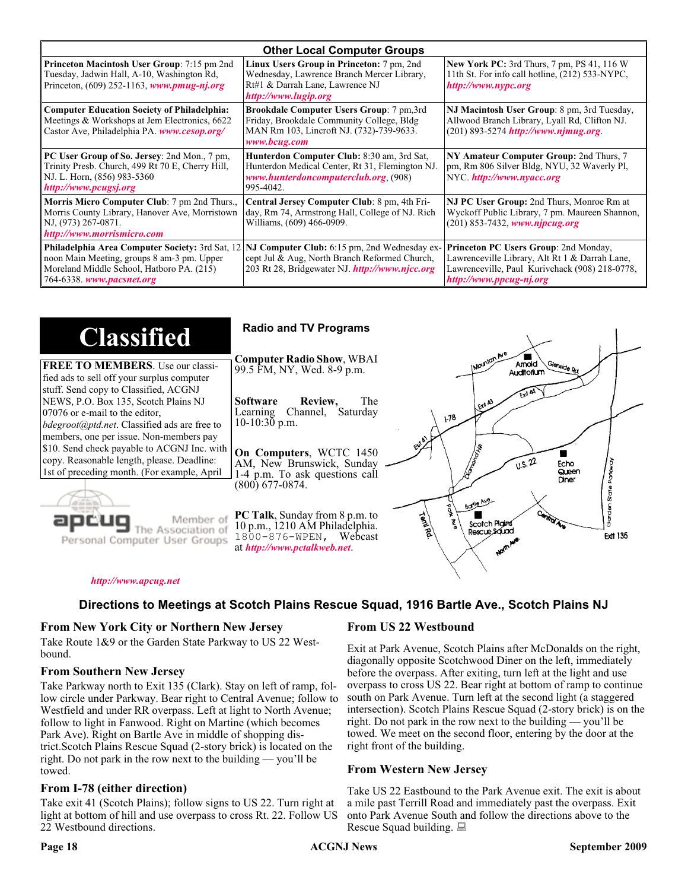## Other Local Computer Groups

| | | |
|---|---|---|
| **Princeton Macintosh User Group**: 7:15 pm 2nd Tuesday, Jadwin Hall, A-10, Washington Rd, Princeton, (609) 252-1163, ***www.pmug-nj.org*** | **Linux Users Group in Princeton:** 7 pm, 2nd Wednesday, Lawrence Branch Mercer Library, Rt#1 & Darrah Lane, Lawrence NJ ***http://www.lugip.org*** | **New York PC:** 3rd Thurs, 7 pm, PS 41, 116 W 11th St. For info call hotline, (212) 533-NYPC, ***http://www.nypc.org*** |
| **Computer Education Society of Philadelphia:** Meetings & Workshops at Jem Electronics, 6622 Castor Ave, Philadelphia PA. ***www.cesop.org/*** | **Brookdale Computer Users Group**: 7 pm,3rd Friday, Brookdale Community College, Bldg MAN Rm 103, Lincroft NJ. (732)-739-9633. ***www.bcug.com*** | **NJ Macintosh User Group**: 8 pm, 3rd Tuesday, Allwood Branch Library, Lyall Rd, Clifton NJ. (201) 893-5274 ***http://www.njmug.org***. |
| **PC User Group of So. Jersey**: 2nd Mon., 7 pm, Trinity Presb. Church, 499 Rt 70 E, Cherry Hill, NJ. L. Horn, (856) 983-5360 ***http://www.pcugsj.org*** | **Hunterdon Computer Club:** 8:30 am, 3rd Sat, Hunterdon Medical Center, Rt 31, Flemington NJ. ***www.hunterdoncomputerclub.org***, (908) 995-4042. | **NY Amateur Computer Group:** 2nd Thurs, 7 pm, Rm 806 Silver Bldg, NYU, 32 Waverly Pl, NYC. ***http://www.nyacc.org*** |
| **Morris Micro Computer Club**: 7 pm 2nd Thurs., Morris County Library, Hanover Ave, Morristown NJ, (973) 267-0871. ***http://www.morrismicro.com*** | **Central Jersey Computer Club**: 8 pm, 4th Friday, Rm 74, Armstrong Hall, College of NJ. Rich Williams, (609) 466-0909. | **NJ PC User Group:** 2nd Thurs, Monroe Rm at Wyckoff Public Library, 7 pm. Maureen Shannon, (201) 853-7432, ***www.njpcug.org*** |
| **Philadelphia Area Computer Society:** 3rd Sat, 12 noon Main Meeting, groups 8 am-3 pm. Upper Moreland Middle School, Hatboro PA. (215) 764-6338. ***www.pacsnet.org*** | **NJ Computer Club:** 6:15 pm, 2nd Wednesday except Jul & Aug, North Branch Reformed Church, 203 Rt 28, Bridgewater NJ. ***http://www.njcc.org*** | **Princeton PC Users Group**: 2nd Monday, Lawrenceville Library, Alt Rt 1 & Darrah Lane, Lawrenceville, Paul Kurivchack (908) 218-0778, ***http://www.ppcug-nj.org*** |

# Classified

**FREE TO MEMBERS**. Use our classified ads to sell off your surplus computer stuff. Send copy to Classified, ACGNJ NEWS, P.O. Box 135, Scotch Plains NJ 07076 or e-mail to the editor, *bdegroot@ptd.net*. Classified ads are free to members, one per issue. Non-members pay $10. Send check payable to ACGNJ Inc. with copy. Reasonable length, please. Deadline: 1st of preceding month. (For example, April

apcug Member of The Association of Personal Computer User Groups

***http://www.apcug.net***

## Radio and TV Programs

**Computer Radio Show**, WBAI 99.5 FM, NY, Wed. 8-9 p.m.

**Software Review,** The Learning Channel, Saturday 10-10:30 p.m.

**On Computers**, WCTC 1450 AM, New Brunswick, Sunday 1-4 p.m. To ask questions call (800) 677-0874.

**PC Talk**, Sunday from 8 p.m. to 10 p.m., 1210 AM Philadelphia. 1800-876-WPEN, Webcast at ***http://www.pctalkweb.net***.

Mountain Ave
Arnold Auditorium
Glenside Rd
Exit 44
Exit 43
I-78
Exit 41
Diamond Hill
U.S. 22
Echo Queen Diner
Garden State Parkway
Bartle Ave
Park Ave
Terrill Rd.
Scotch Plains Rescue Squad
Central Ave
North Ave.
Exit 135

## Directions to Meetings at Scotch Plains Rescue Squad, 1916 Bartle Ave., Scotch Plains NJ

### From New York City or Northern New Jersey

Take Route 1&9 or the Garden State Parkway to US 22 Westbound.

### From Southern New Jersey

Take Parkway north to Exit 135 (Clark). Stay on left of ramp, follow circle under Parkway. Bear right to Central Avenue; follow to Westfield and under RR overpass. Left at light to North Avenue; follow to light in Fanwood. Right on Martine (which becomes Park Ave). Right on Bartle Ave in middle of shopping district.Scotch Plains Rescue Squad (2-story brick) is located on the right. Do not park in the row next to the building — you'll be towed.

### From I-78 (either direction)

Take exit 41 (Scotch Plains); follow signs to US 22. Turn right at light at bottom of hill and use overpass to cross Rt. 22. Follow US 22 Westbound directions.

### From US 22 Westbound

Exit at Park Avenue, Scotch Plains after McDonalds on the right, diagonally opposite Scotchwood Diner on the left, immediately before the overpass. After exiting, turn left at the light and use overpass to cross US 22. Bear right at bottom of ramp to continue south on Park Avenue. Turn left at the second light (a staggered intersection). Scotch Plains Rescue Squad (2-story brick) is on the right. Do not park in the row next to the building — you'll be towed. We meet on the second floor, entering by the door at the right front of the building.

### From Western New Jersey

Take US 22 Eastbound to the Park Avenue exit. The exit is about a mile past Terrill Road and immediately past the overpass. Exit onto Park Avenue South and follow the directions above to the Rescue Squad building.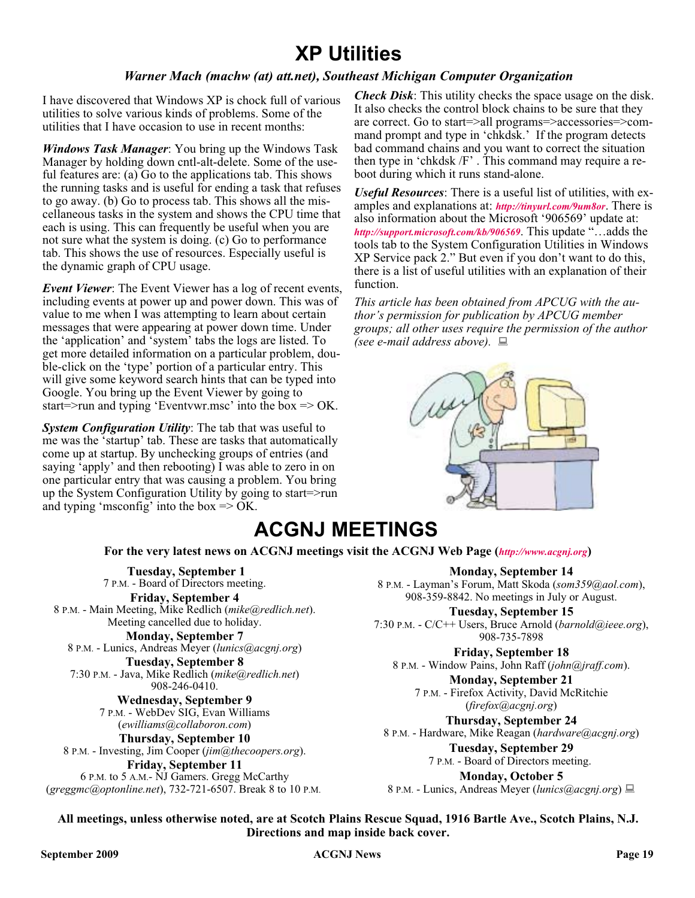# XP Utilities

*Warner Mach (machw (at) att.net), Southeast Michigan Computer Organization*

I have discovered that Windows XP is chock full of various utilities to solve various kinds of problems. Some of the utilities that I have occasion to use in recent months:

***Windows Task Manager***: You bring up the Windows Task Manager by holding down cntl-alt-delete. Some of the useful features are: (a) Go to the applications tab. This shows the running tasks and is useful for ending a task that refuses to go away. (b) Go to process tab. This shows all the miscellaneous tasks in the system and shows the CPU time that each is using. This can frequently be useful when you are not sure what the system is doing. (c) Go to performance tab. This shows the use of resources. Especially useful is the dynamic graph of CPU usage.

***Event Viewer***: The Event Viewer has a log of recent events, including events at power up and power down. This was of value to me when I was attempting to learn about certain messages that were appearing at power down time. Under the 'application' and 'system' tabs the logs are listed. To get more detailed information on a particular problem, double-click on the 'type' portion of a particular entry. This will give some keyword search hints that can be typed into Google. You bring up the Event Viewer by going to start=>run and typing 'Eventvwr.msc' into the box => OK.

***System Configuration Utility***: The tab that was useful to me was the 'startup' tab. These are tasks that automatically come up at startup. By unchecking groups of entries (and saying 'apply' and then rebooting) I was able to zero in on one particular entry that was causing a problem. You bring up the System Configuration Utility by going to start=>run and typing 'msconfig' into the box => OK.

***Check Disk***: This utility checks the space usage on the disk. It also checks the control block chains to be sure that they are correct. Go to start=>all programs=>accessories=>command prompt and type in 'chkdsk.' If the program detects bad command chains and you want to correct the situation then type in 'chkdsk /F' . This command may require a reboot during which it runs stand-alone.

***Useful Resources***: There is a useful list of utilities, with examples and explanations at: ***http://tinyurl.com/9um8or***. There is also information about the Microsoft '906569' update at: ***http://support.microsoft.com/kb/906569***. This update "…adds the tools tab to the System Configuration Utilities in Windows XP Service pack 2." But even if you don't want to do this, there is a list of useful utilities with an explanation of their function.

*This article has been obtained from APCUG with the author's permission for publication by APCUG member groups; all other uses require the permission of the author (see e-mail address above).*

# ACGNJ MEETINGS

**For the very latest news on ACGNJ meetings visit the ACGNJ Web Page (*http://www.acgnj.org*)**

**Tuesday, September 1**
7 P.M. - Board of Directors meeting.

**Friday, September 4**
8 P.M. - Main Meeting, Mike Redlich (*mike@redlich.net*). Meeting cancelled due to holiday.

**Monday, September 7**
8 P.M. - Lunics, Andreas Meyer (*lunics@acgnj.org*)

**Tuesday, September 8**
7:30 P.M. - Java, Mike Redlich (*mike@redlich.net*) 908-246-0410.

**Wednesday, September 9**
7 P.M. - WebDev SIG, Evan Williams (*ewilliams@collaboron.com*)

**Thursday, September 10**
8 P.M. - Investing, Jim Cooper (*jim@thecoopers.org*).

**Friday, September 11**
6 P.M. to 5 A.M.- NJ Gamers. Gregg McCarthy (*greggmc@optonline.net*), 732-721-6507. Break 8 to 10 P.M.

**Monday, September 14**
8 P.M. - Layman's Forum, Matt Skoda (*som359@aol.com*), 908-359-8842. No meetings in July or August.

**Tuesday, September 15**
7:30 P.M. - C/C++ Users, Bruce Arnold (*barnold@ieee.org*), 908-735-7898

**Friday, September 18**
8 P.M. - Window Pains, John Raff (*john@jraff.com*).

**Monday, September 21**
7 P.M. - Firefox Activity, David McRitchie (*firefox@acgnj.org*)

**Thursday, September 24**
8 P.M. - Hardware, Mike Reagan (*hardware@acgnj.org*)

**Tuesday, September 29**
7 P.M. - Board of Directors meeting.

**Monday, October 5**
8 P.M. - Lunics, Andreas Meyer (*lunics@acgnj.org*)

**All meetings, unless otherwise noted, are at Scotch Plains Rescue Squad, 1916 Bartle Ave., Scotch Plains, N.J. Directions and map inside back cover.**